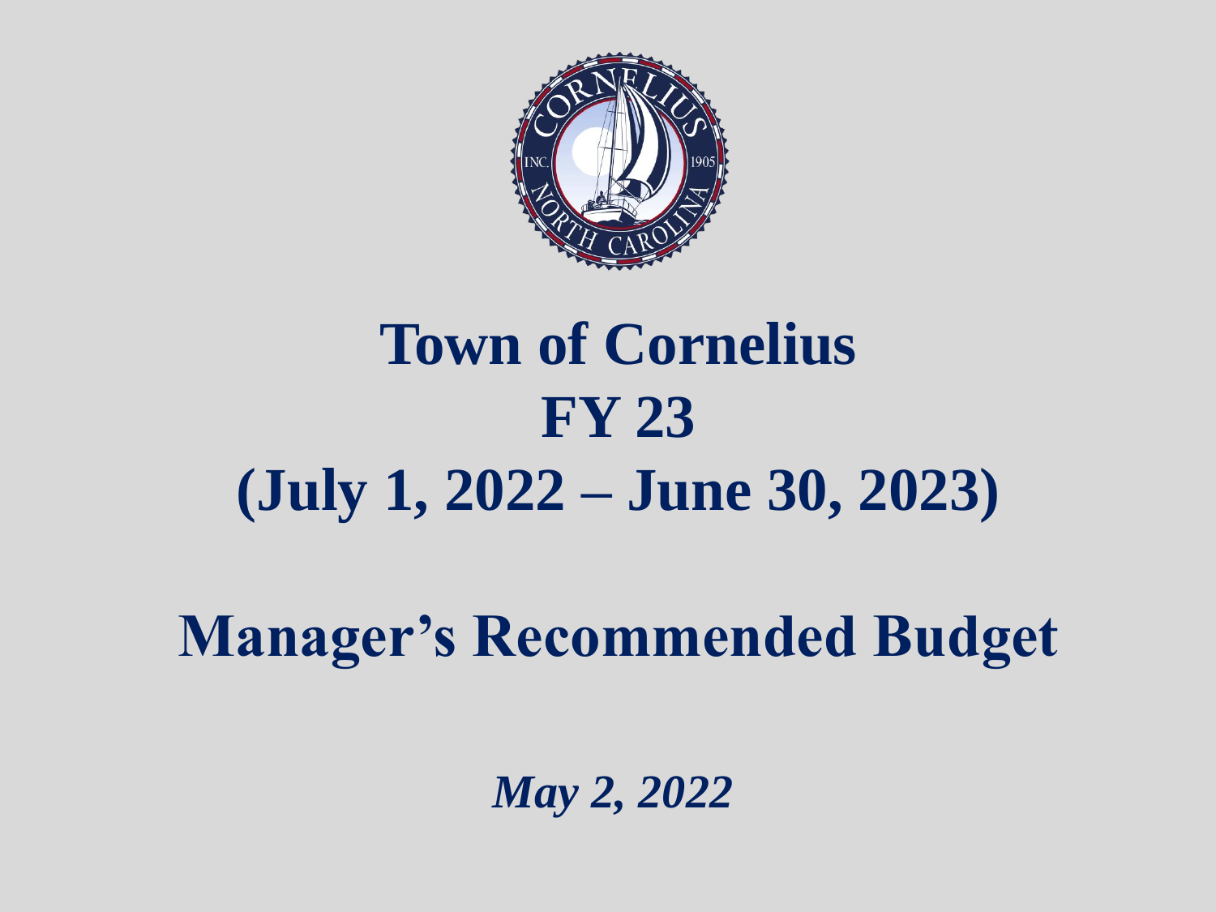# Town of Cornelius
# FY 23
# (July 1, 2022 – June 30, 2023)

## Manager's Recommended Budget

*May 2, 2022*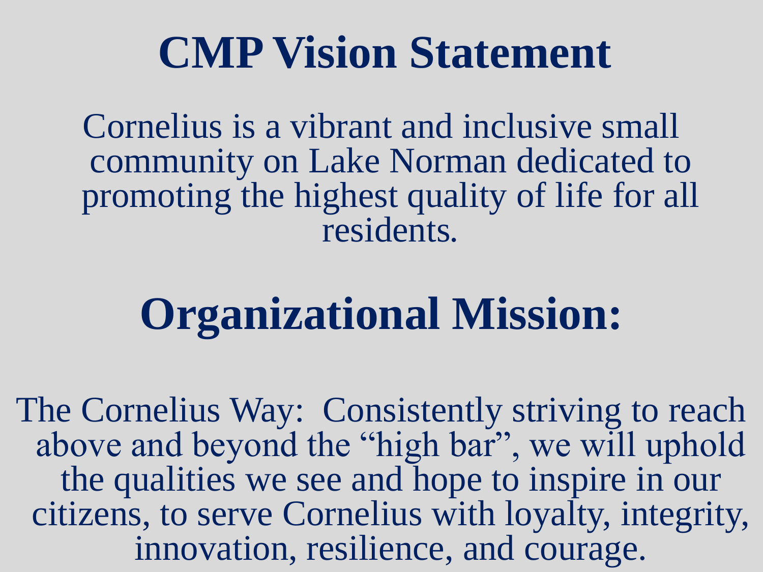# CMP Vision Statement

Cornelius is a vibrant and inclusive small community on Lake Norman dedicated to promoting the highest quality of life for all residents.

# Organizational Mission:

The Cornelius Way: Consistently striving to reach above and beyond the "high bar", we will uphold the qualities we see and hope to inspire in our citizens, to serve Cornelius with loyalty, integrity, innovation, resilience, and courage.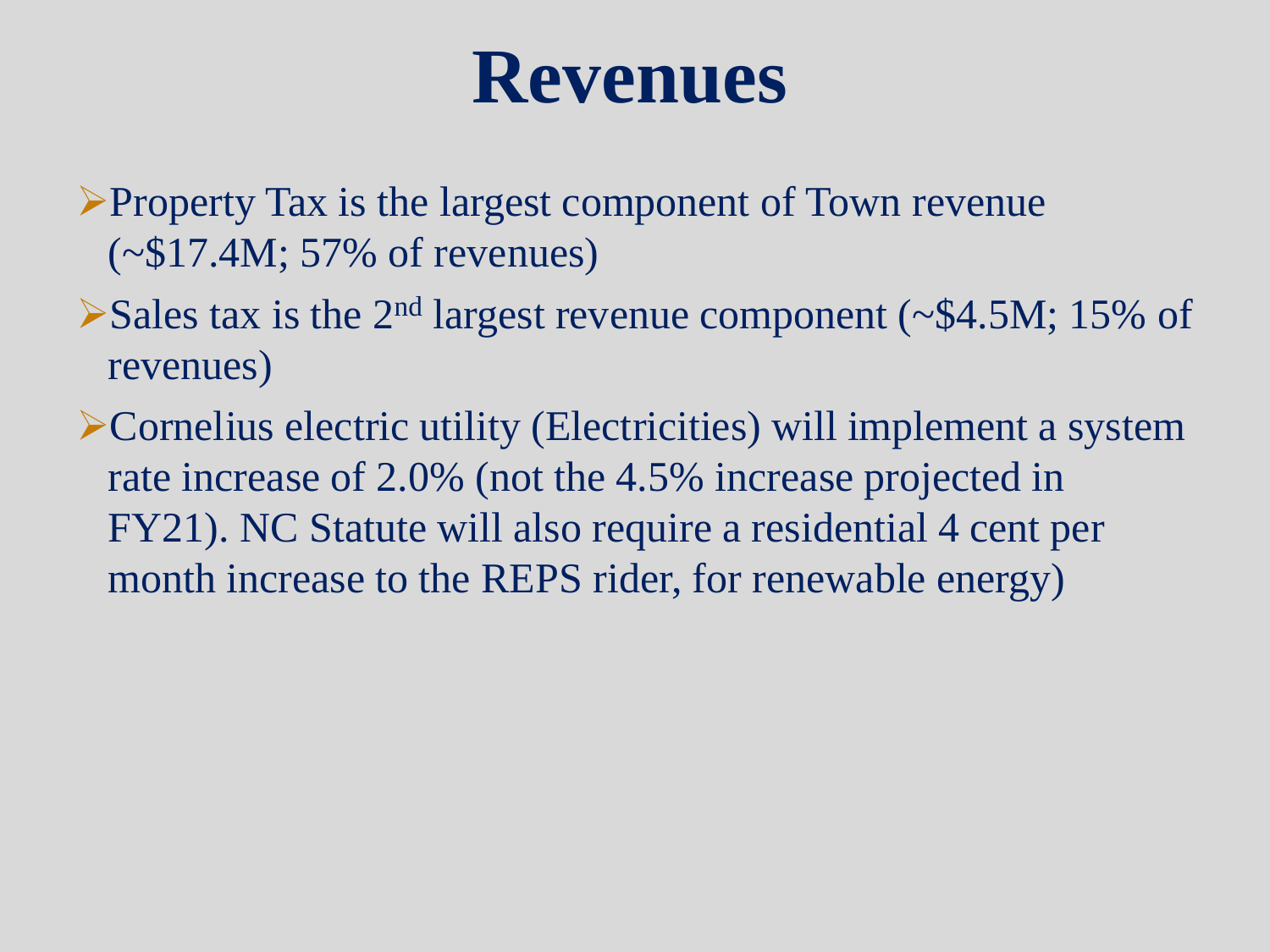# Revenues

- Property Tax is the largest component of Town revenue (~$17.4M; 57% of revenues)
- Sales tax is the 2nd largest revenue component (~$4.5M; 15% of revenues)
- Cornelius electric utility (Electricities) will implement a system rate increase of 2.0% (not the 4.5% increase projected in FY21). NC Statute will also require a residential 4 cent per month increase to the REPS rider, for renewable energy)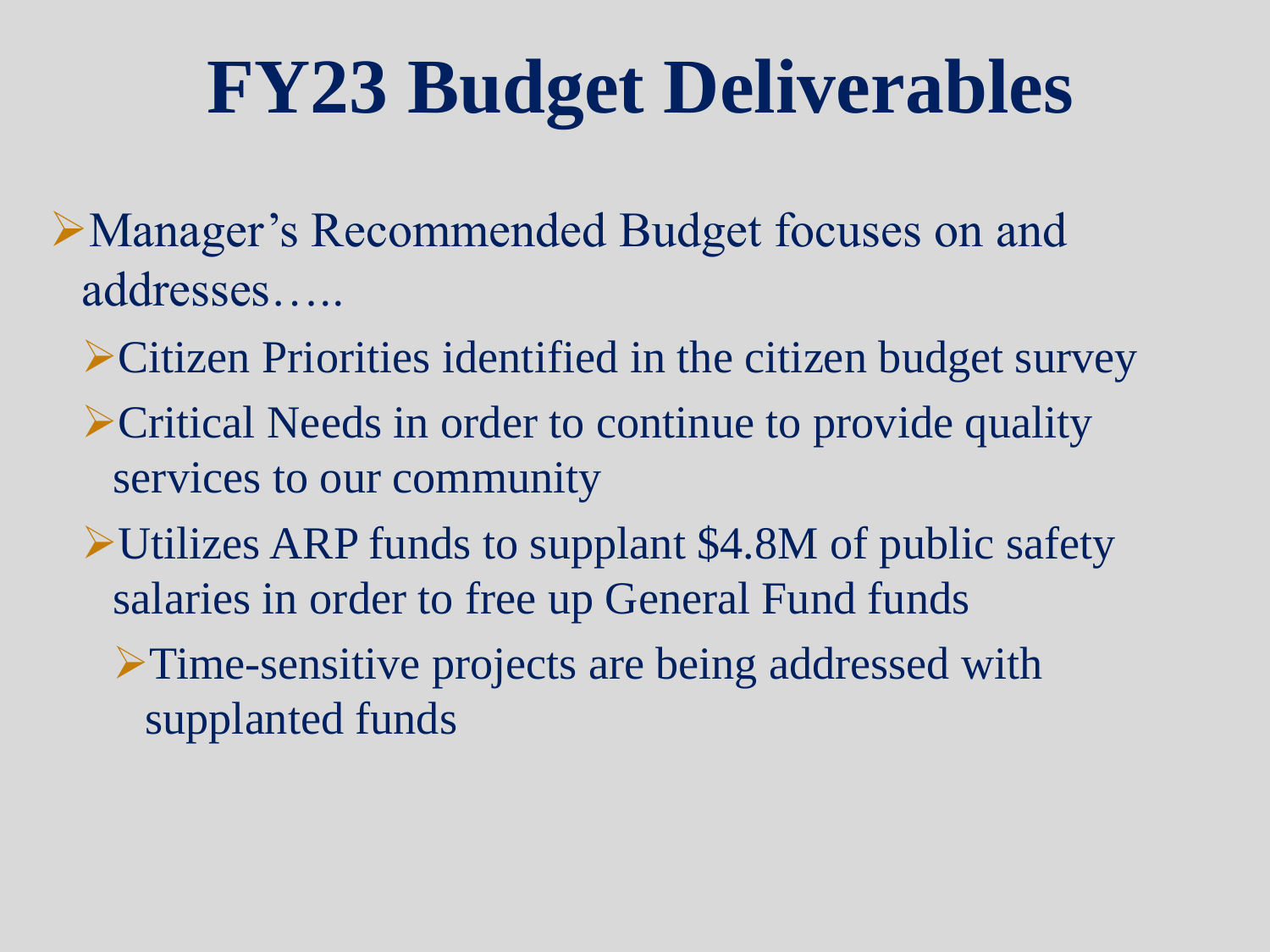# FY23 Budget Deliverables

- Manager's Recommended Budget focuses on and addresses…..
  - Citizen Priorities identified in the citizen budget survey
  - Critical Needs in order to continue to provide quality services to our community
  - Utilizes ARP funds to supplant $4.8M of public safety salaries in order to free up General Fund funds
    - Time-sensitive projects are being addressed with supplanted funds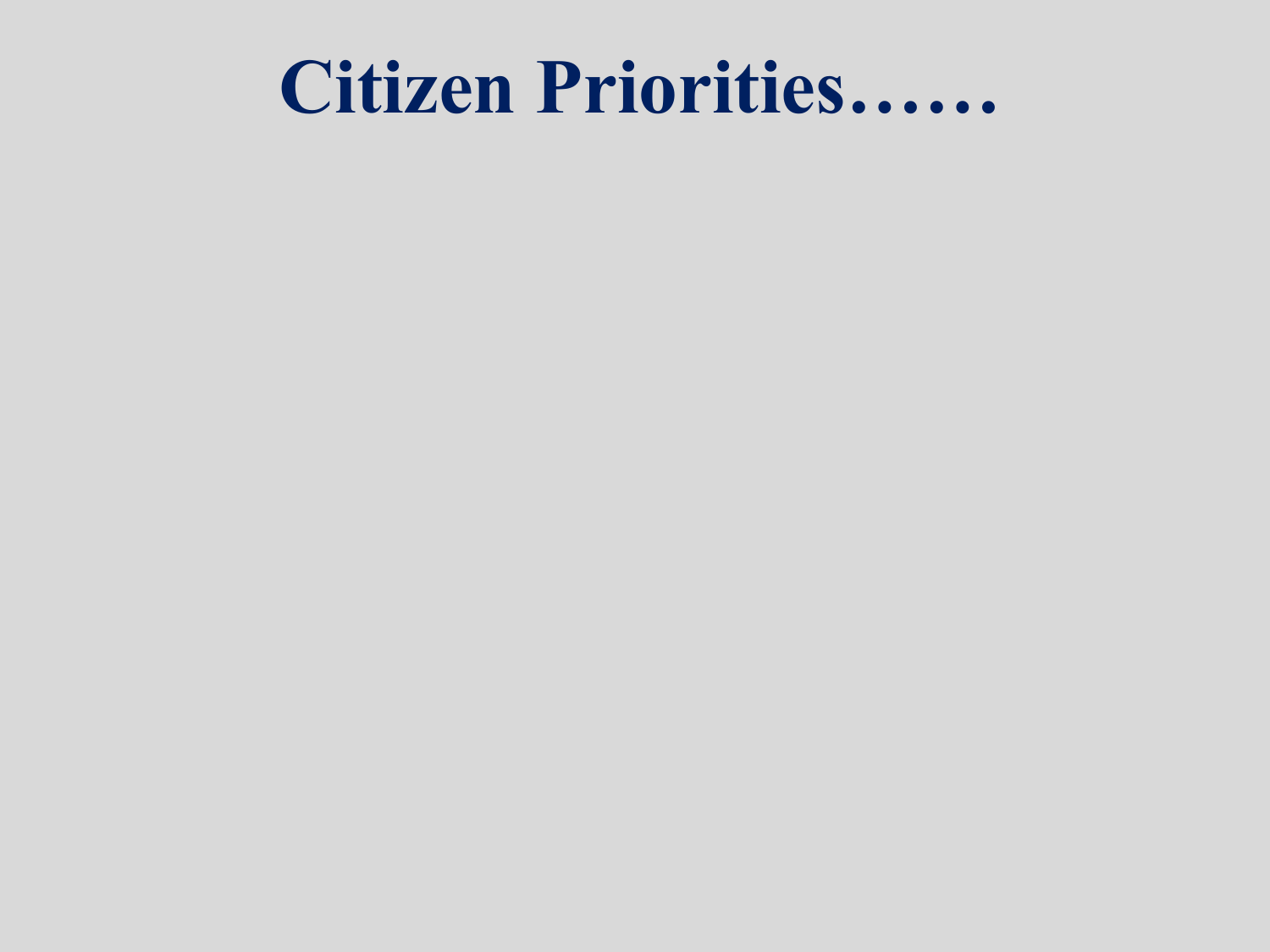# Citizen Priorities……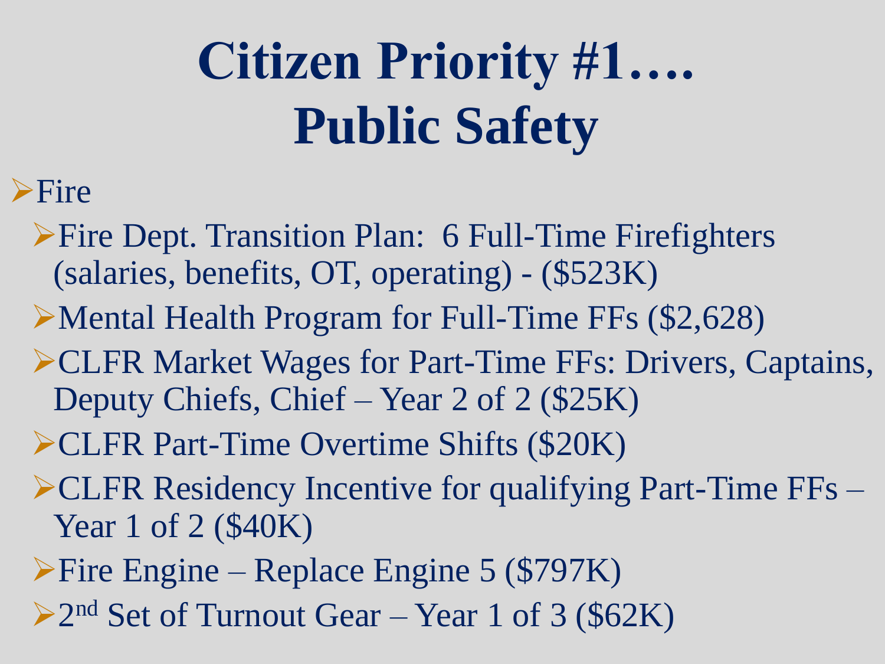# Citizen Priority #1…. Public Safety

- Fire
  - Fire Dept. Transition Plan: 6 Full-Time Firefighters (salaries, benefits, OT, operating) - ($523K)
  - Mental Health Program for Full-Time FFs ($2,628)
  - CLFR Market Wages for Part-Time FFs: Drivers, Captains, Deputy Chiefs, Chief – Year 2 of 2 ($25K)
  - CLFR Part-Time Overtime Shifts ($20K)
  - CLFR Residency Incentive for qualifying Part-Time FFs – Year 1 of 2 ($40K)
  - Fire Engine – Replace Engine 5 ($797K)
  - 2nd Set of Turnout Gear – Year 1 of 3 ($62K)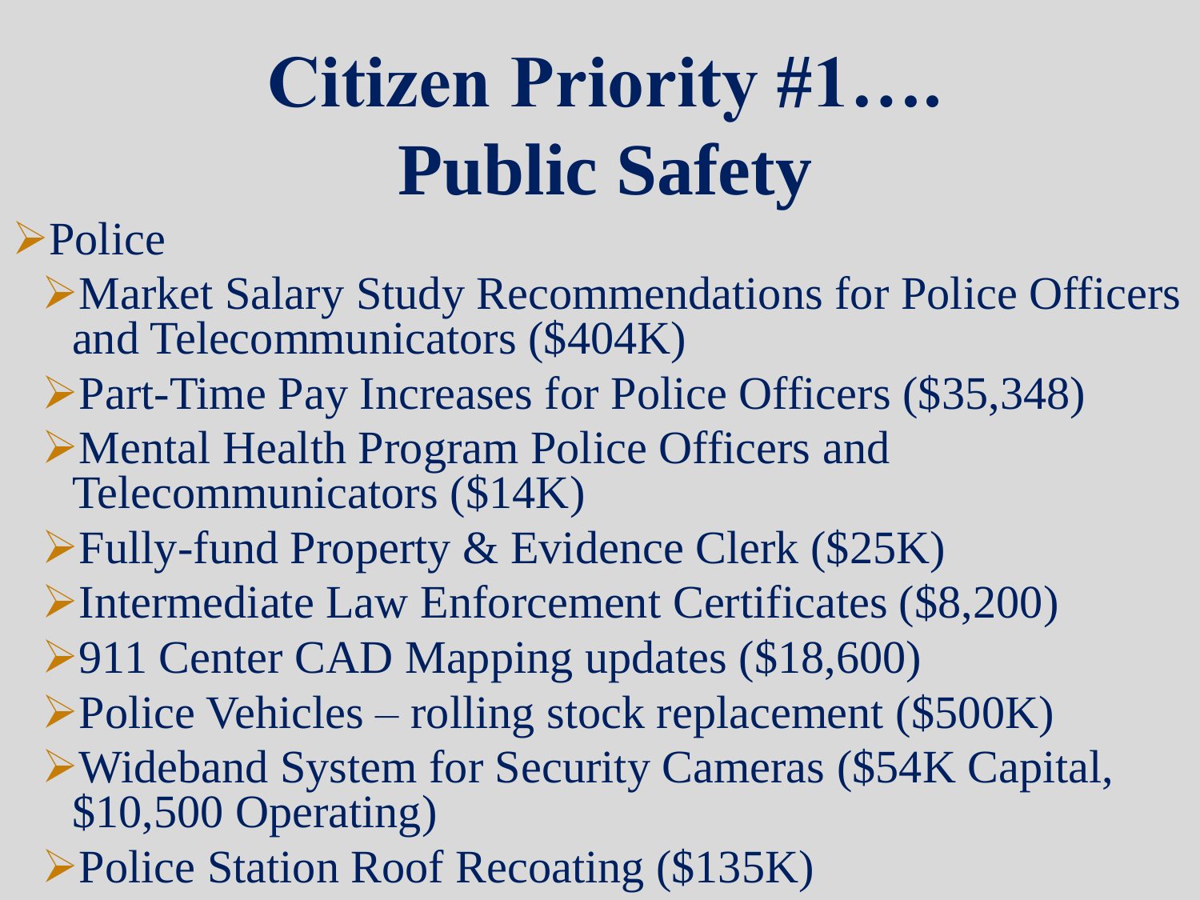# Citizen Priority #1…. Public Safety

- Police
  - Market Salary Study Recommendations for Police Officers and Telecommunicators ($404K)
  - Part-Time Pay Increases for Police Officers ($35,348)
  - Mental Health Program Police Officers and Telecommunicators ($14K)
  - Fully-fund Property & Evidence Clerk ($25K)
  - Intermediate Law Enforcement Certificates ($8,200)
  - 911 Center CAD Mapping updates ($18,600)
  - Police Vehicles – rolling stock replacement ($500K)
  - Wideband System for Security Cameras ($54K Capital, $10,500 Operating)
  - Police Station Roof Recoating ($135K)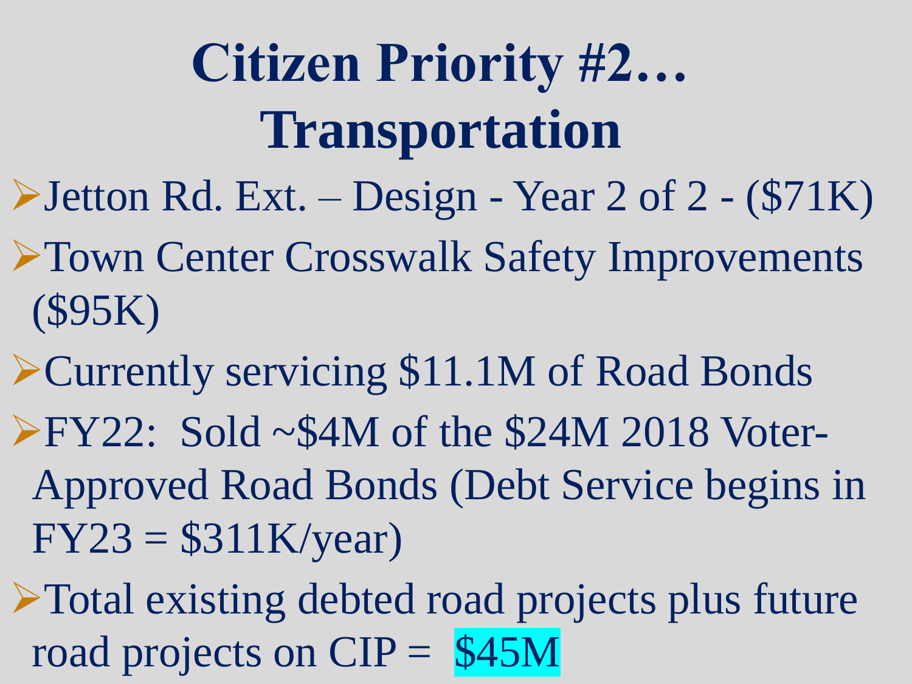# Citizen Priority #2… Transportation

- Jetton Rd. Ext. – Design - Year 2 of 2 - ($71K)
- Town Center Crosswalk Safety Improvements ($95K)
- Currently servicing $11.1M of Road Bonds
- FY22: Sold ~$4M of the $24M 2018 Voter-Approved Road Bonds (Debt Service begins in FY23 = $311K/year)
- Total existing debted road projects plus future road projects on CIP = $45M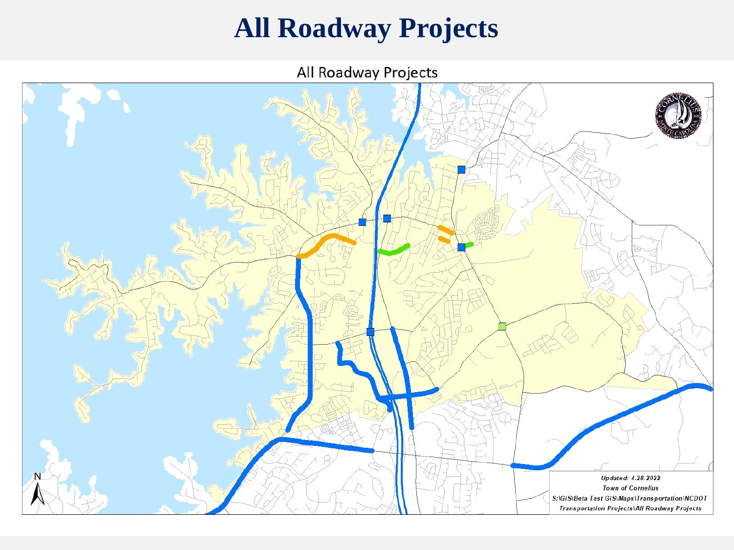# All Roadway Projects

All Roadway Projects

*Updated: 4.28.2022*
*Town of Cornelius*
*S:\GIS\Beta Test GIS\Maps\Transportation\NCDOT Transportation Projects\All Roadway Projects*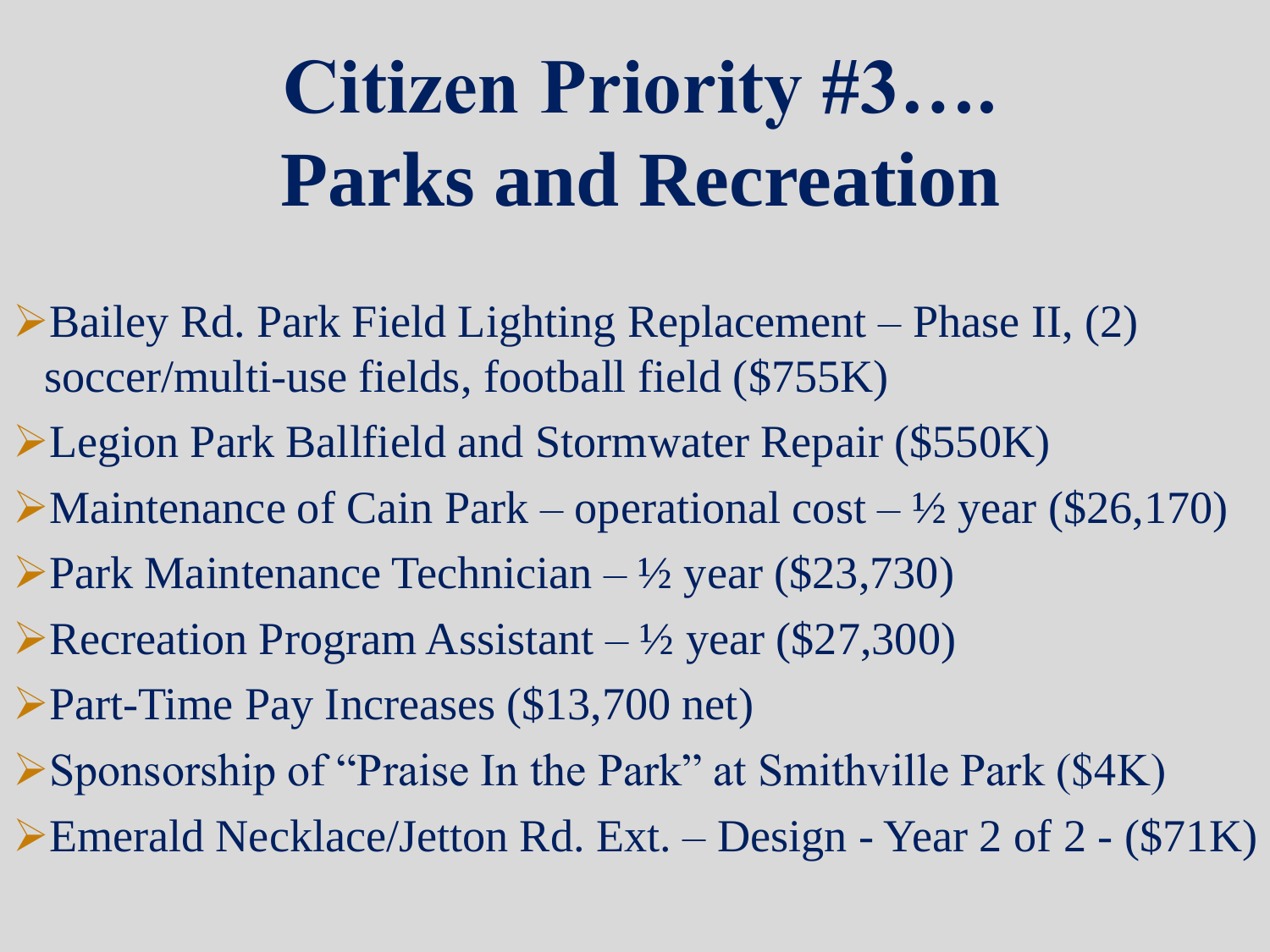# Citizen Priority #3…. Parks and Recreation

- Bailey Rd. Park Field Lighting Replacement – Phase II, (2) soccer/multi-use fields, football field ($755K)
- Legion Park Ballfield and Stormwater Repair ($550K)
- Maintenance of Cain Park – operational cost – ½ year ($26,170)
- Park Maintenance Technician – ½ year ($23,730)
- Recreation Program Assistant – ½ year ($27,300)
- Part-Time Pay Increases ($13,700 net)
- Sponsorship of "Praise In the Park" at Smithville Park ($4K)
- Emerald Necklace/Jetton Rd. Ext. – Design - Year 2 of 2 - ($71K)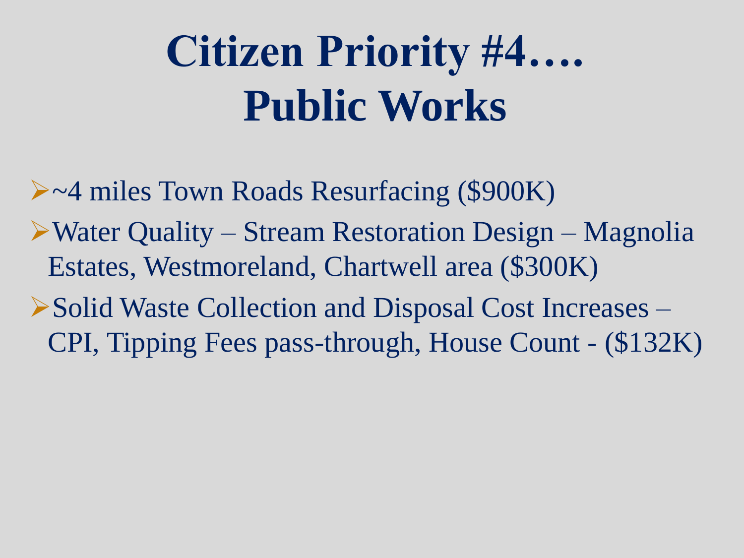# Citizen Priority #4…. Public Works

- ~4 miles Town Roads Resurfacing ($900K)
- Water Quality – Stream Restoration Design – Magnolia Estates, Westmoreland, Chartwell area ($300K)
- Solid Waste Collection and Disposal Cost Increases – CPI, Tipping Fees pass-through, House Count - ($132K)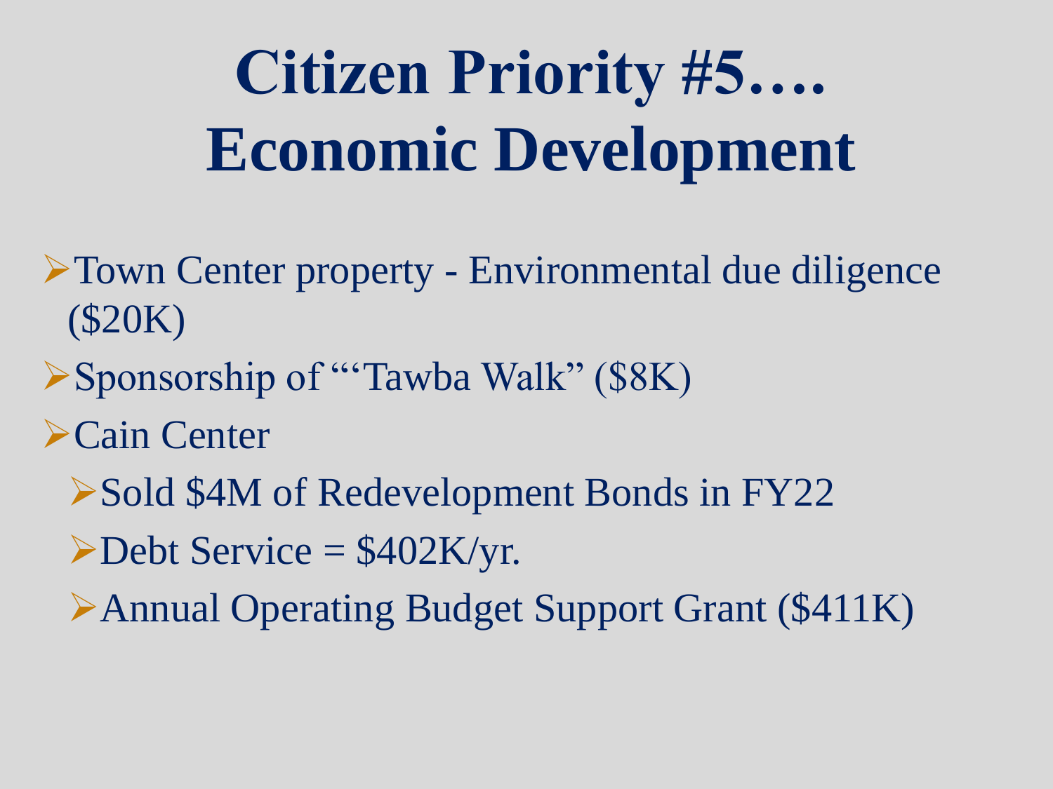# Citizen Priority #5…. Economic Development

- Town Center property - Environmental due diligence ($20K)
- Sponsorship of "'Tawba Walk" ($8K)
- Cain Center
  - Sold $4M of Redevelopment Bonds in FY22
  - Debt Service = $402K/yr.
  - Annual Operating Budget Support Grant ($411K)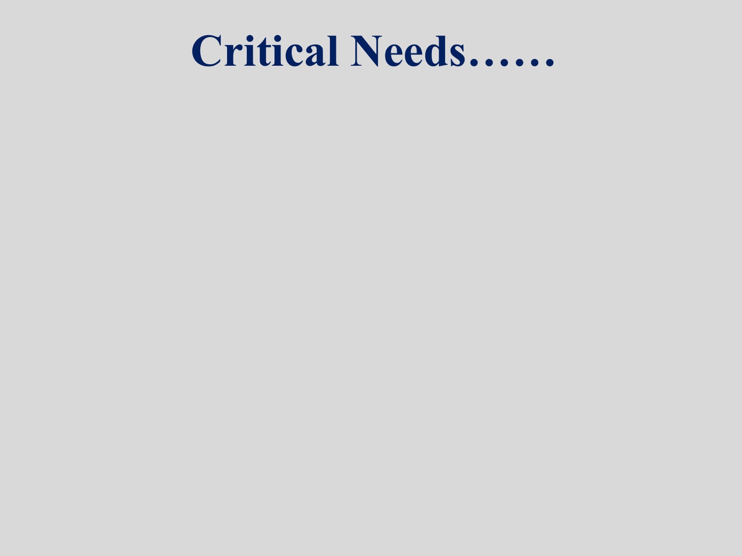# Critical Needs……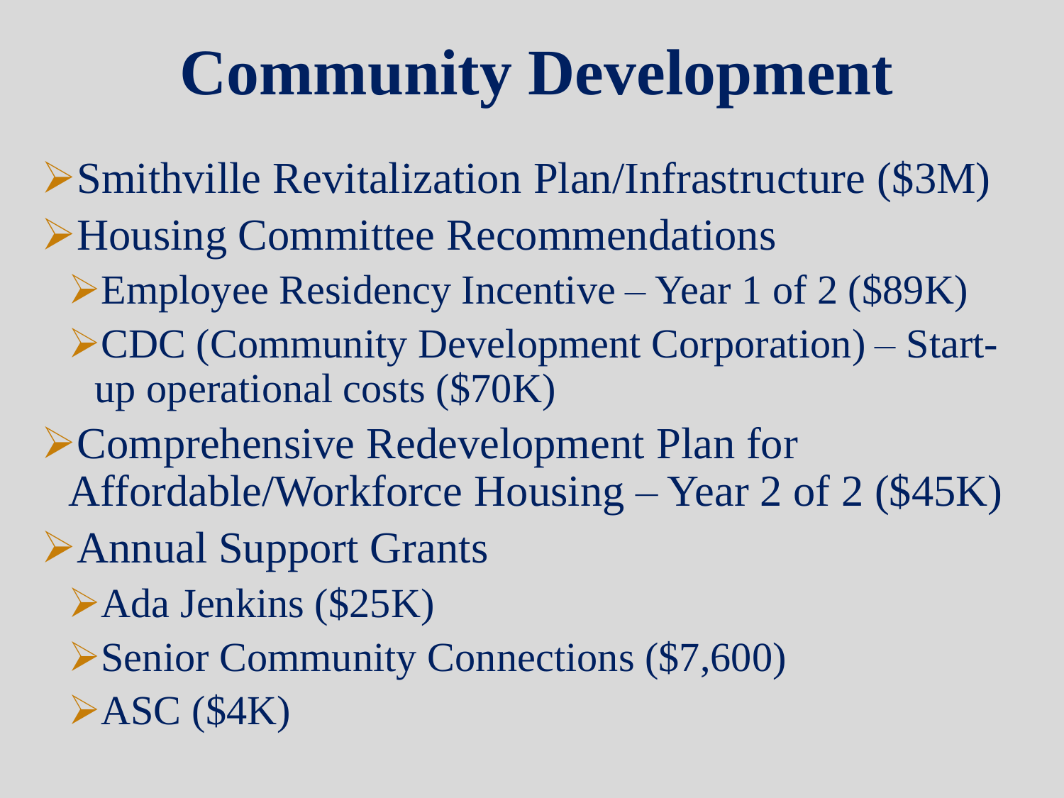# Community Development

- Smithville Revitalization Plan/Infrastructure ($3M)
- Housing Committee Recommendations
  - Employee Residency Incentive – Year 1 of 2 ($89K)
  - CDC (Community Development Corporation) – Start-up operational costs ($70K)
- Comprehensive Redevelopment Plan for Affordable/Workforce Housing – Year 2 of 2 ($45K)
- Annual Support Grants
  - Ada Jenkins ($25K)
  - Senior Community Connections ($7,600)
  - ASC ($4K)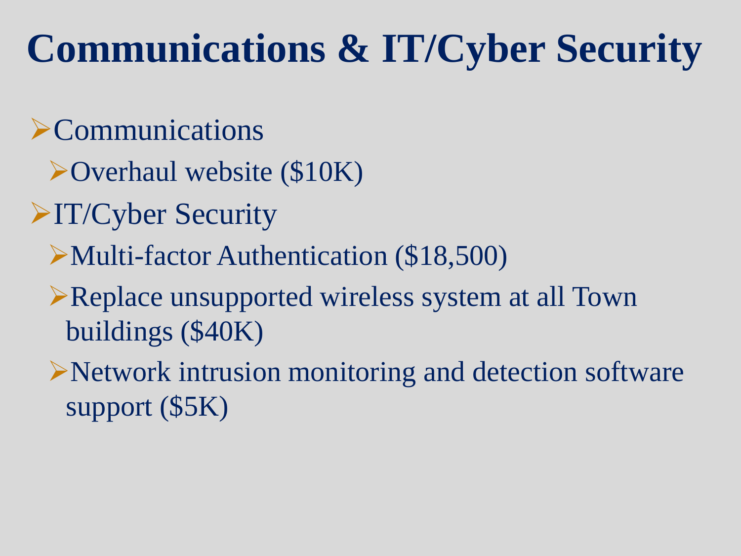# Communications & IT/Cyber Security

- Communications
  - Overhaul website ($10K)
- IT/Cyber Security
  - Multi-factor Authentication ($18,500)
  - Replace unsupported wireless system at all Town buildings ($40K)
  - Network intrusion monitoring and detection software support ($5K)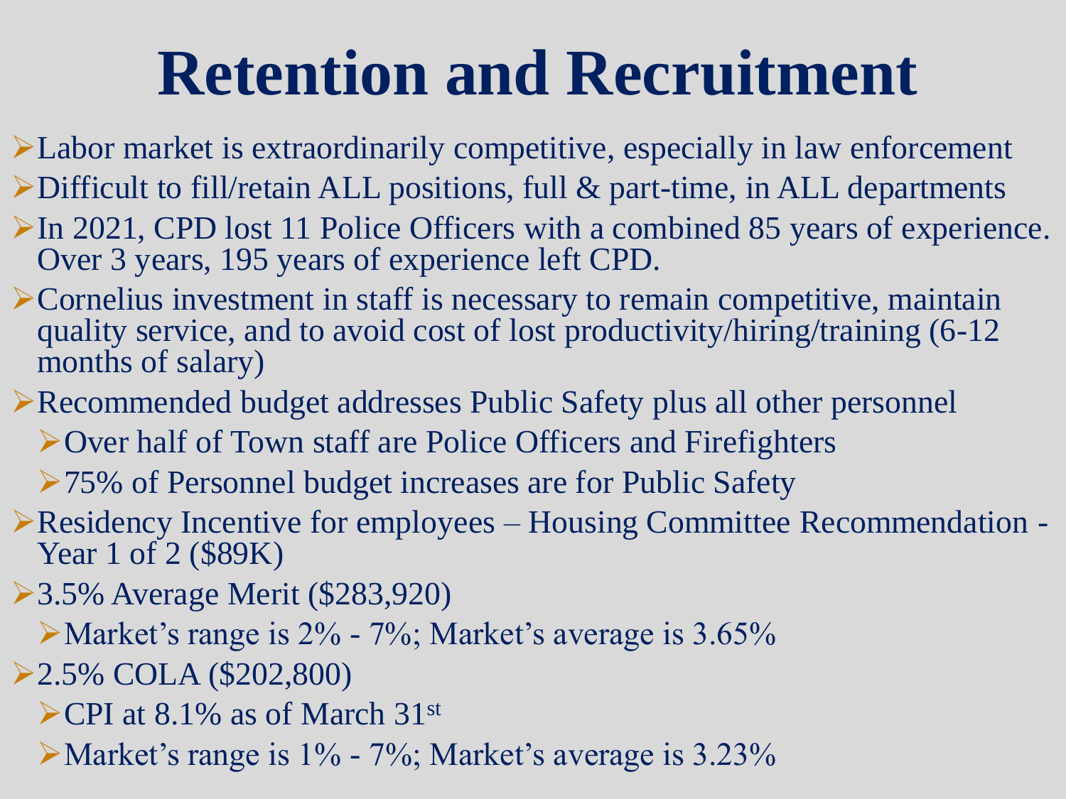# Retention and Recruitment

- Labor market is extraordinarily competitive, especially in law enforcement
- Difficult to fill/retain ALL positions, full & part-time, in ALL departments
- In 2021, CPD lost 11 Police Officers with a combined 85 years of experience. Over 3 years, 195 years of experience left CPD.
- Cornelius investment in staff is necessary to remain competitive, maintain quality service, and to avoid cost of lost productivity/hiring/training (6-12 months of salary)
- Recommended budget addresses Public Safety plus all other personnel
  - Over half of Town staff are Police Officers and Firefighters
  - 75% of Personnel budget increases are for Public Safety
- Residency Incentive for employees – Housing Committee Recommendation - Year 1 of 2 ($89K)
- 3.5% Average Merit ($283,920)
  - Market's range is 2% - 7%; Market's average is 3.65%
- 2.5% COLA ($202,800)
  - CPI at 8.1% as of March 31st
  - Market's range is 1% - 7%; Market's average is 3.23%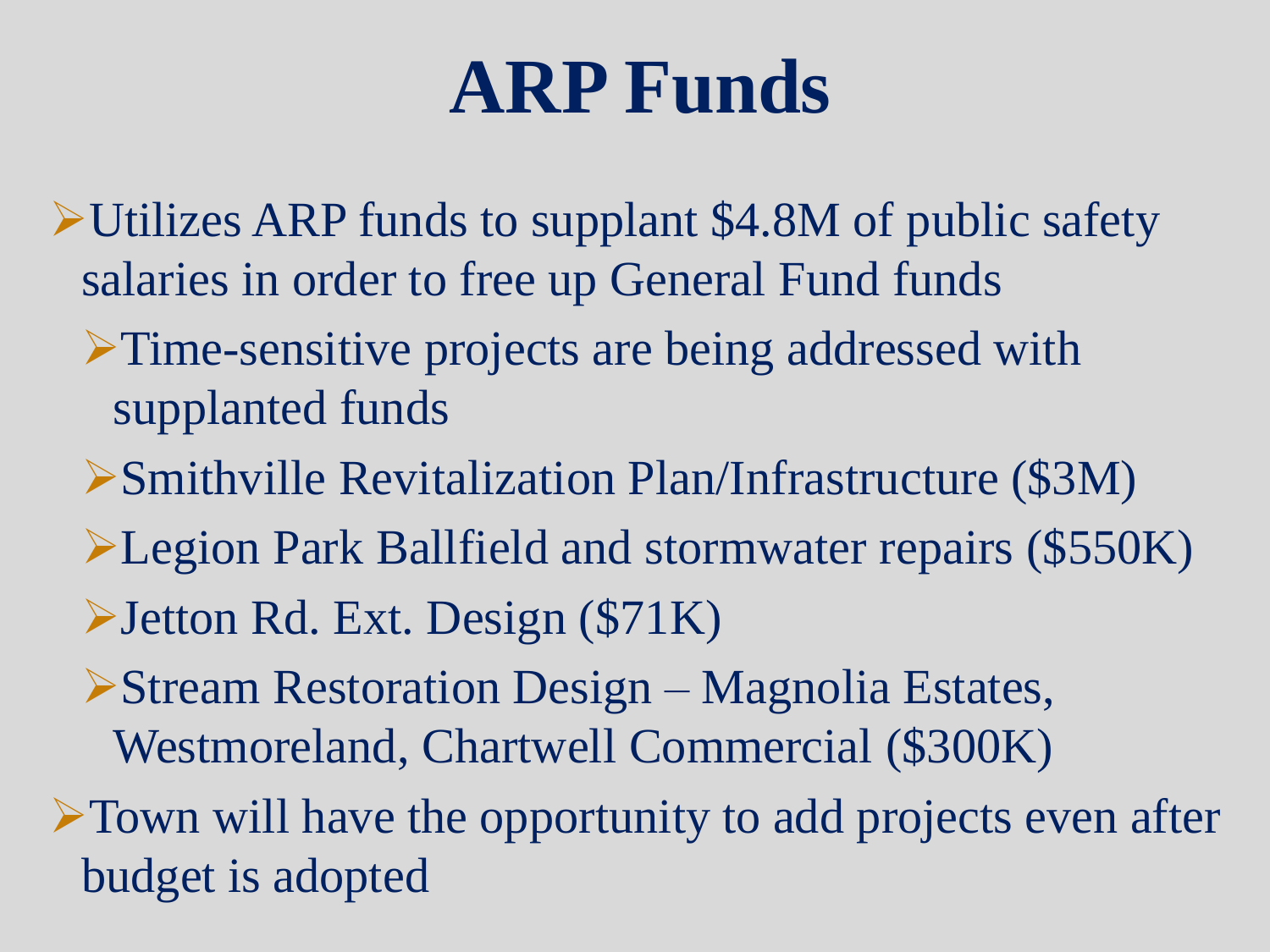# ARP Funds

- Utilizes ARP funds to supplant $4.8M of public safety salaries in order to free up General Fund funds
  - Time-sensitive projects are being addressed with supplanted funds
  - Smithville Revitalization Plan/Infrastructure ($3M)
  - Legion Park Ballfield and stormwater repairs ($550K)
  - Jetton Rd. Ext. Design ($71K)
  - Stream Restoration Design – Magnolia Estates, Westmoreland, Chartwell Commercial ($300K)
- Town will have the opportunity to add projects even after budget is adopted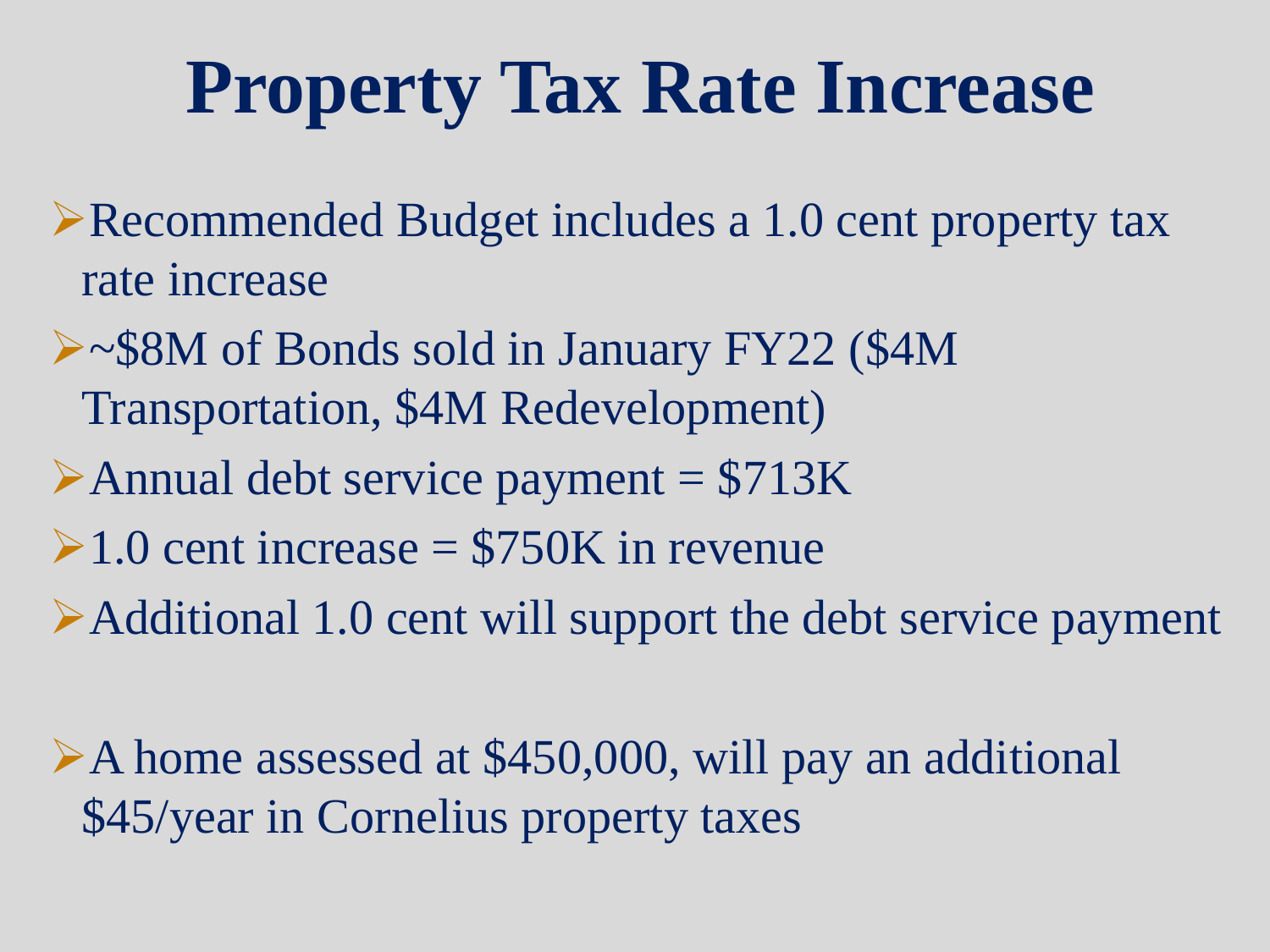# Property Tax Rate Increase

- Recommended Budget includes a 1.0 cent property tax rate increase
- ~$8M of Bonds sold in January FY22 ($4M Transportation, $4M Redevelopment)
- Annual debt service payment = $713K
- 1.0 cent increase = $750K in revenue
- Additional 1.0 cent will support the debt service payment

- A home assessed at $450,000, will pay an additional $45/year in Cornelius property taxes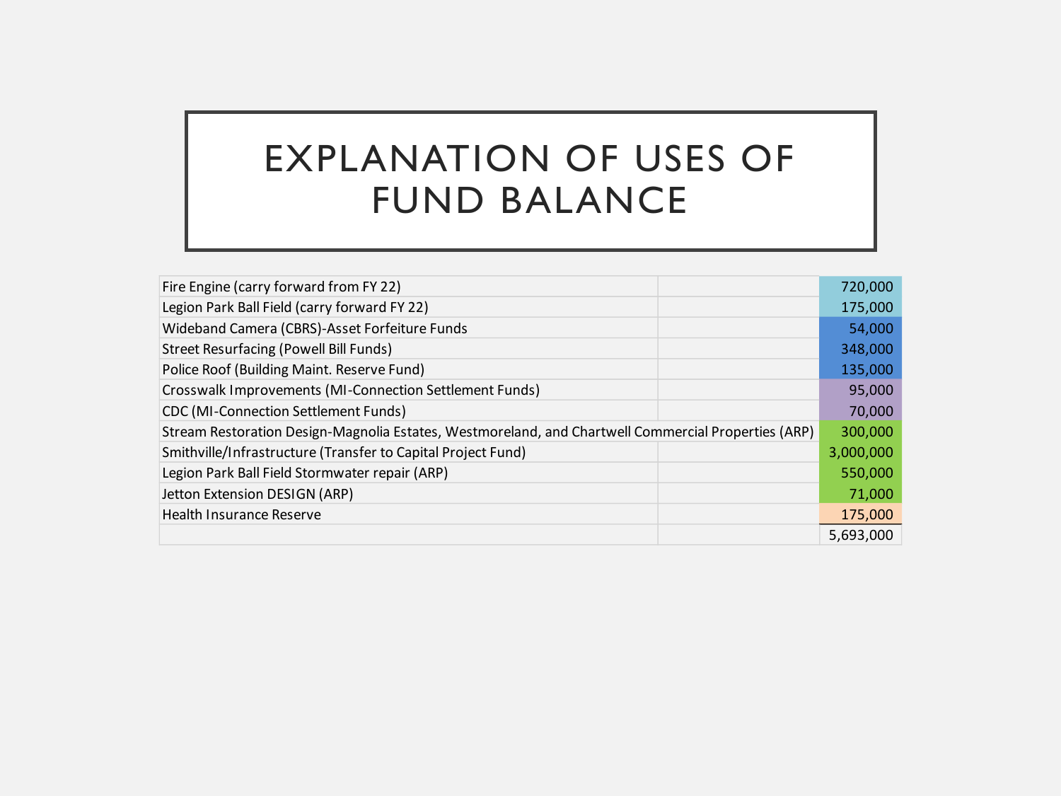# EXPLANATION OF USES OF FUND BALANCE

| | | |
|---|---|---|
| Fire Engine (carry forward from FY 22) | | 720,000 |
| Legion Park Ball Field (carry forward FY 22) | | 175,000 |
| Wideband Camera (CBRS)-Asset Forfeiture Funds | | 54,000 |
| Street Resurfacing (Powell Bill Funds) | | 348,000 |
| Police Roof (Building Maint. Reserve Fund) | | 135,000 |
| Crosswalk Improvements (MI-Connection Settlement Funds) | | 95,000 |
| CDC (MI-Connection Settlement Funds) | | 70,000 |
| Stream Restoration Design-Magnolia Estates, Westmoreland, and Chartwell Commercial Properties (ARP) | | 300,000 |
| Smithville/Infrastructure (Transfer to Capital Project Fund) | | 3,000,000 |
| Legion Park Ball Field Stormwater repair (ARP) | | 550,000 |
| Jetton Extension DESIGN (ARP) | | 71,000 |
| Health Insurance Reserve | | 175,000 |
| | | 5,693,000 |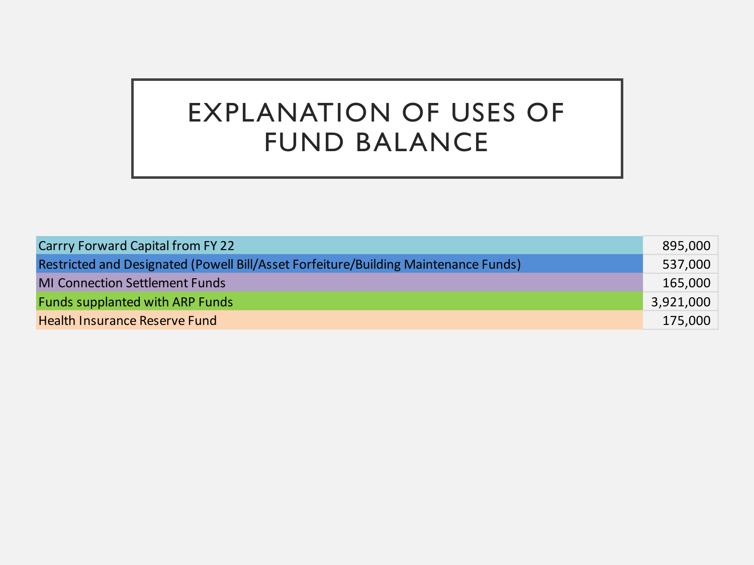# EXPLANATION OF USES OF FUND BALANCE

| | |
|---|---|
| Carrry Forward Capital from FY 22 | 895,000 |
| Restricted and Designated (Powell Bill/Asset Forfeiture/Building Maintenance Funds) | 537,000 |
| MI Connection Settlement Funds | 165,000 |
| Funds supplanted with ARP Funds | 3,921,000 |
| Health Insurance Reserve Fund | 175,000 |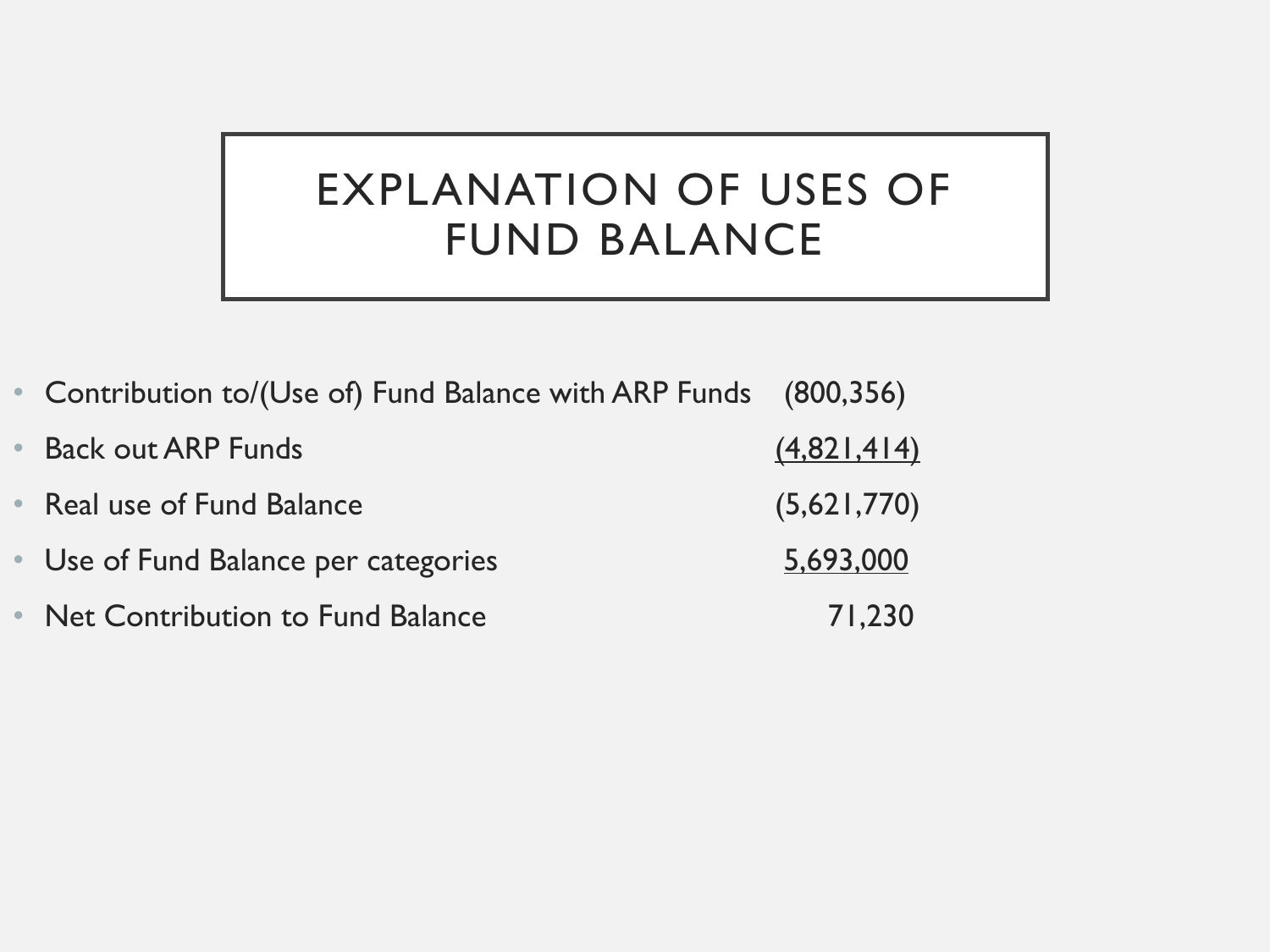# EXPLANATION OF USES OF FUND BALANCE

| | |
|---|---|
| Contribution to/(Use of) Fund Balance with ARP Funds | (800,356) |
| Back out ARP Funds | (4,821,414) |
| Real use of Fund Balance | (5,621,770) |
| Use of Fund Balance per categories | 5,693,000 |
| Net Contribution to Fund Balance | 71,230 |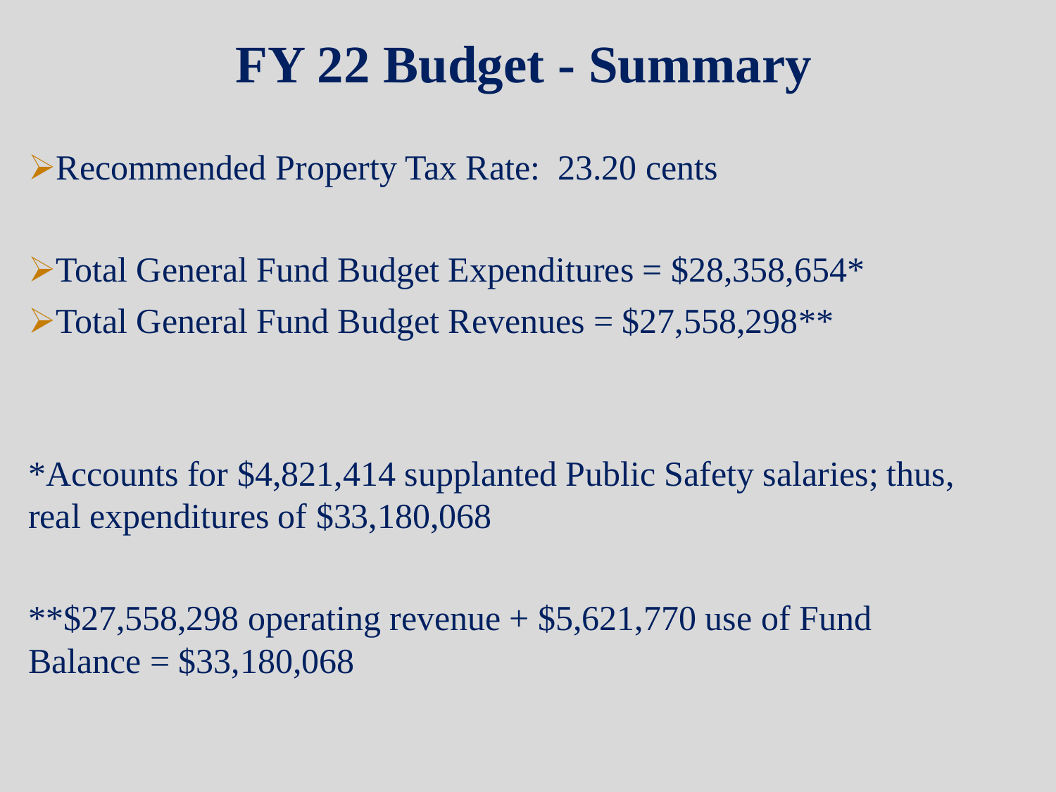# FY 22 Budget - Summary

- Recommended Property Tax Rate: 23.20 cents

- Total General Fund Budget Expenditures = $28,358,654*
- Total General Fund Budget Revenues = $27,558,298**

*Accounts for $4,821,414 supplanted Public Safety salaries; thus, real expenditures of $33,180,068

**$27,558,298 operating revenue + $5,621,770 use of Fund Balance = $33,180,068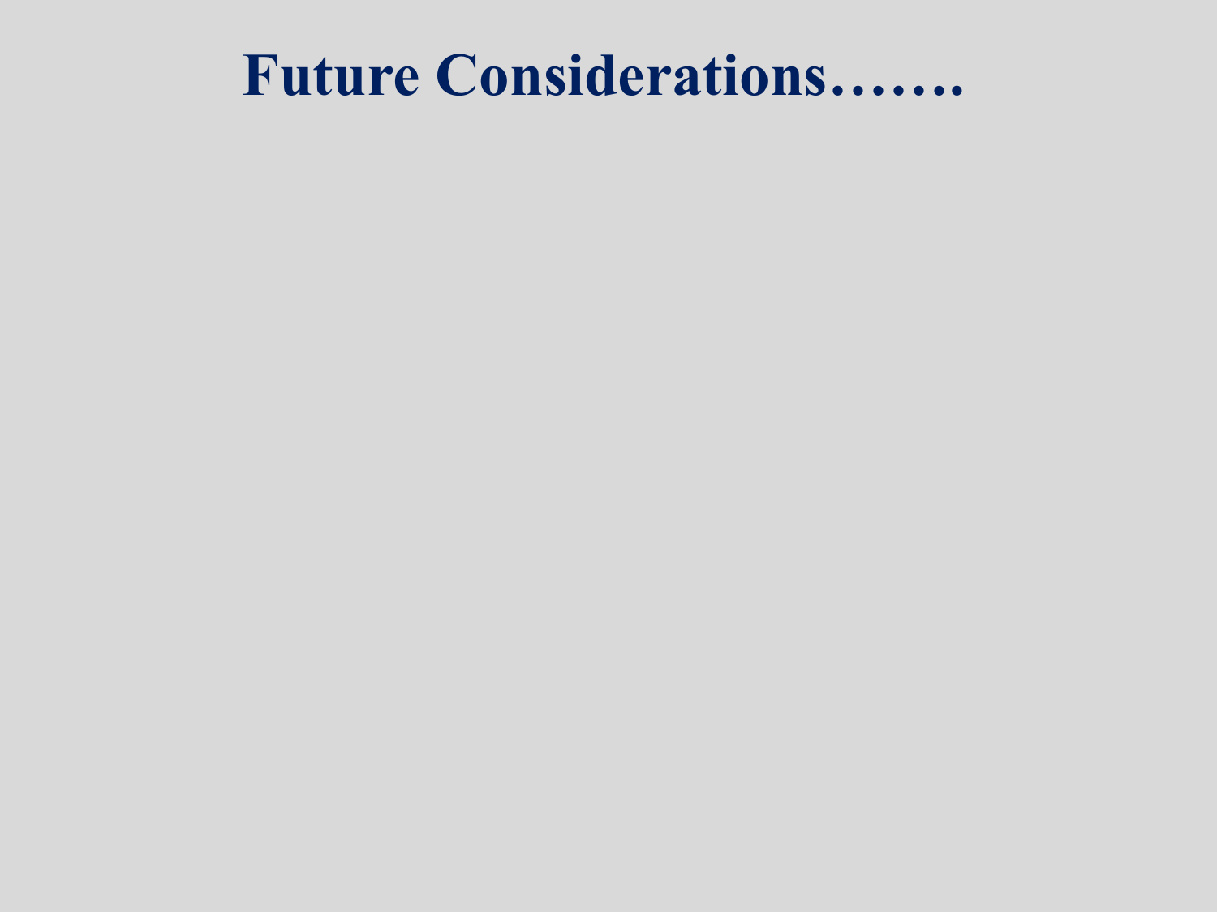# Future Considerations…….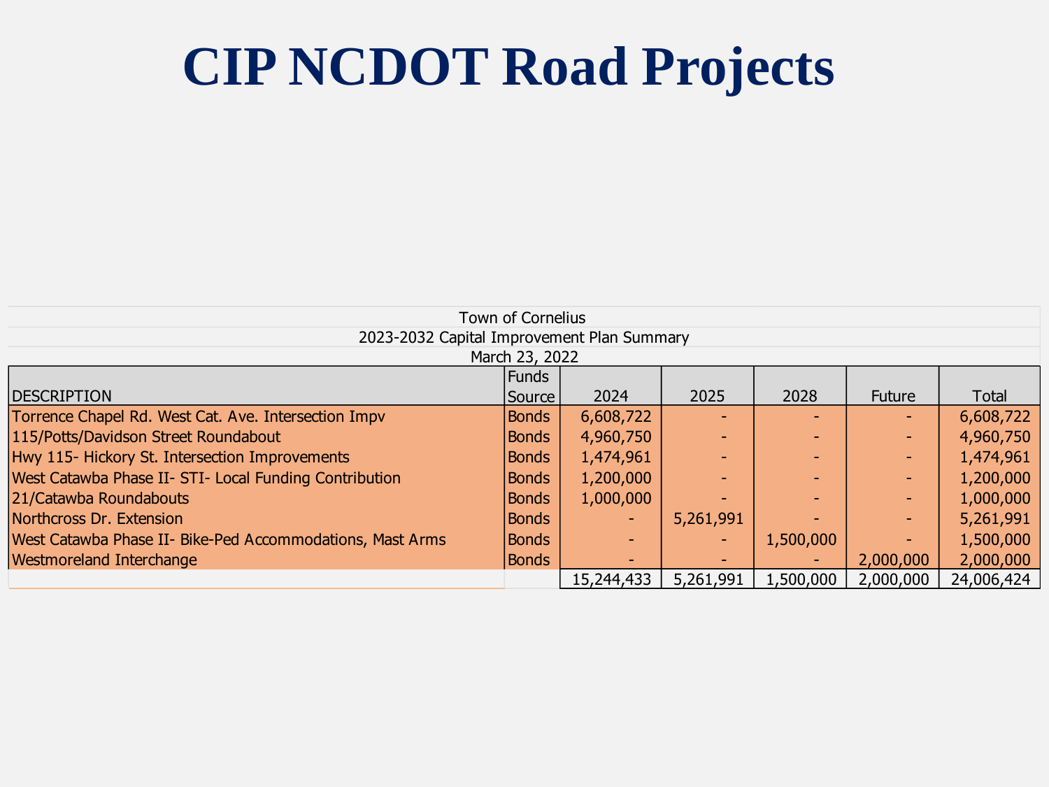# CIP NCDOT Road Projects

Town of Cornelius

2023-2032 Capital Improvement Plan Summary

March 23, 2022

| DESCRIPTION | Funds Source | 2024 | 2025 | 2028 | Future | Total |
|---|---|---|---|---|---|---|
| Torrence Chapel Rd. West Cat. Ave. Intersection Impv | Bonds | 6,608,722 | - | - | - | 6,608,722 |
| 115/Potts/Davidson Street Roundabout | Bonds | 4,960,750 | - | - | - | 4,960,750 |
| Hwy 115- Hickory St. Intersection Improvements | Bonds | 1,474,961 | - | - | - | 1,474,961 |
| West Catawba Phase II- STI- Local Funding Contribution | Bonds | 1,200,000 | - | - | - | 1,200,000 |
| 21/Catawba Roundabouts | Bonds | 1,000,000 | - | - | - | 1,000,000 |
| Northcross Dr. Extension | Bonds | - | 5,261,991 | - | - | 5,261,991 |
| West Catawba Phase II- Bike-Ped Accommodations, Mast Arms | Bonds | - | - | 1,500,000 | - | 1,500,000 |
| Westmoreland Interchange | Bonds | - | - | - | 2,000,000 | 2,000,000 |
| | | 15,244,433 | 5,261,991 | 1,500,000 | 2,000,000 | 24,006,424 |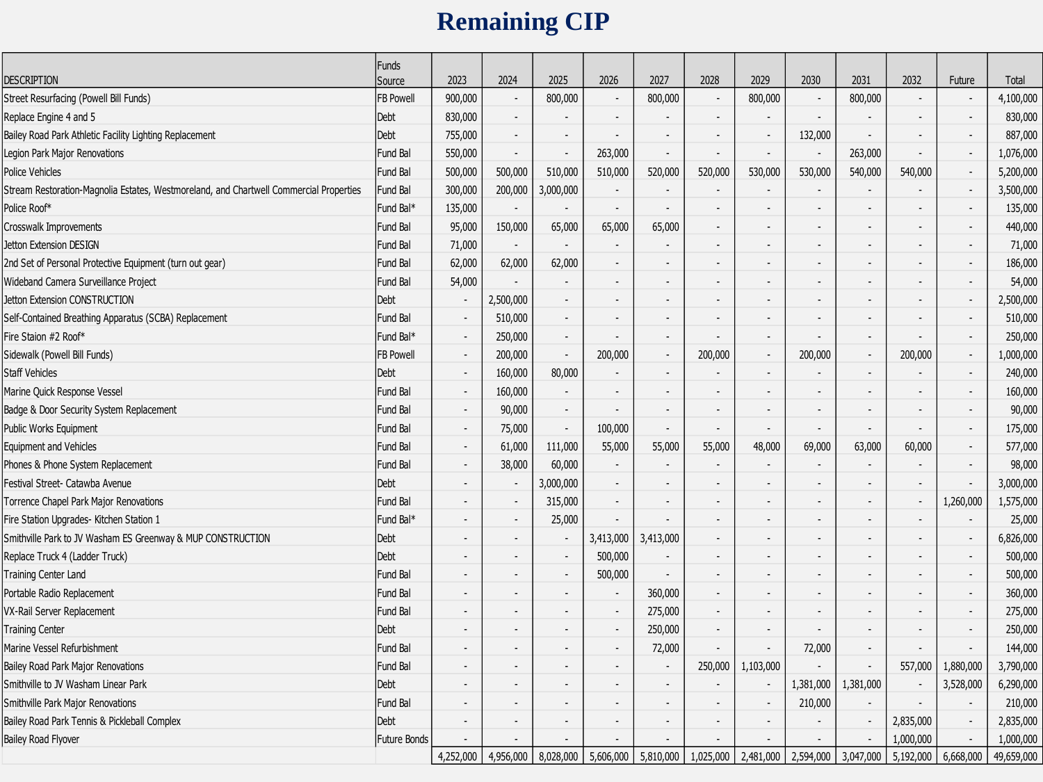# Remaining CIP

| DESCRIPTION | Funds Source | 2023 | 2024 | 2025 | 2026 | 2027 | 2028 | 2029 | 2030 | 2031 | 2032 | Future | Total |
|---|---|---|---|---|---|---|---|---|---|---|---|---|---|
| Street Resurfacing (Powell Bill Funds) | FB Powell | 900,000 | - | 800,000 | - | 800,000 | - | 800,000 | - | 800,000 | - | - | 4,100,000 |
| Replace Engine 4 and 5 | Debt | 830,000 | - | - | - | - | - | - | - | - | - | - | 830,000 |
| Bailey Road Park Athletic Facility Lighting Replacement | Debt | 755,000 | - | - | - | - | - | - | 132,000 | - | - | - | 887,000 |
| Legion Park Major Renovations | Fund Bal | 550,000 | - | - | 263,000 | - | - | - | - | 263,000 | - | - | 1,076,000 |
| Police Vehicles | Fund Bal | 500,000 | 500,000 | 510,000 | 510,000 | 520,000 | 520,000 | 530,000 | 530,000 | 540,000 | 540,000 | - | 5,200,000 |
| Stream Restoration-Magnolia Estates, Westmoreland, and Chartwell Commercial Properties | Fund Bal | 300,000 | 200,000 | 3,000,000 | - | - | - | - | - | - | - | - | 3,500,000 |
| Police Roof* | Fund Bal* | 135,000 | - | - | - | - | - | - | - | - | - | - | 135,000 |
| Crosswalk Improvements | Fund Bal | 95,000 | 150,000 | 65,000 | 65,000 | 65,000 | - | - | - | - | - | - | 440,000 |
| Jetton Extension DESIGN | Fund Bal | 71,000 | - | - | - | - | - | - | - | - | - | - | 71,000 |
| 2nd Set of Personal Protective Equipment (turn out gear) | Fund Bal | 62,000 | 62,000 | 62,000 | - | - | - | - | - | - | - | - | 186,000 |
| Wideband Camera Surveillance Project | Fund Bal | 54,000 | - | - | - | - | - | - | - | - | - | - | 54,000 |
| Jetton Extension CONSTRUCTION | Debt | - | 2,500,000 | - | - | - | - | - | - | - | - | - | 2,500,000 |
| Self-Contained Breathing Apparatus (SCBA) Replacement | Fund Bal | - | 510,000 | - | - | - | - | - | - | - | - | - | 510,000 |
| Fire Staion #2 Roof* | Fund Bal* | - | 250,000 | - | - | - | - | - | - | - | - | - | 250,000 |
| Sidewalk (Powell Bill Funds) | FB Powell | - | 200,000 | - | 200,000 | - | 200,000 | - | 200,000 | - | 200,000 | - | 1,000,000 |
| Staff Vehicles | Debt | - | 160,000 | 80,000 | - | - | - | - | - | - | - | - | 240,000 |
| Marine Quick Response Vessel | Fund Bal | - | 160,000 | - | - | - | - | - | - | - | - | - | 160,000 |
| Badge & Door Security System Replacement | Fund Bal | - | 90,000 | - | - | - | - | - | - | - | - | - | 90,000 |
| Public Works Equipment | Fund Bal | - | 75,000 | - | 100,000 | - | - | - | - | - | - | - | 175,000 |
| Equipment and Vehicles | Fund Bal | - | 61,000 | 111,000 | 55,000 | 55,000 | 55,000 | 48,000 | 69,000 | 63,000 | 60,000 | - | 577,000 |
| Phones & Phone System Replacement | Fund Bal | - | 38,000 | 60,000 | - | - | - | - | - | - | - | - | 98,000 |
| Festival Street- Catawba Avenue | Debt | - | - | 3,000,000 | - | - | - | - | - | - | - | - | 3,000,000 |
| Torrence Chapel Park Major Renovations | Fund Bal | - | - | 315,000 | - | - | - | - | - | - | - | 1,260,000 | 1,575,000 |
| Fire Station Upgrades- Kitchen Station 1 | Fund Bal* | - | - | 25,000 | - | - | - | - | - | - | - | - | 25,000 |
| Smithville Park to JV Washam ES Greenway & MUP CONSTRUCTION | Debt | - | - | - | 3,413,000 | 3,413,000 | - | - | - | - | - | - | 6,826,000 |
| Replace Truck 4 (Ladder Truck) | Debt | - | - | - | 500,000 | - | - | - | - | - | - | - | 500,000 |
| Training Center Land | Fund Bal | - | - | - | 500,000 | - | - | - | - | - | - | - | 500,000 |
| Portable Radio Replacement | Fund Bal | - | - | - | - | 360,000 | - | - | - | - | - | - | 360,000 |
| VX-Rail Server Replacement | Fund Bal | - | - | - | - | 275,000 | - | - | - | - | - | - | 275,000 |
| Training Center | Debt | - | - | - | - | 250,000 | - | - | - | - | - | - | 250,000 |
| Marine Vessel Refurbishment | Fund Bal | - | - | - | - | 72,000 | - | - | 72,000 | - | - | - | 144,000 |
| Bailey Road Park Major Renovations | Fund Bal | - | - | - | - | - | 250,000 | 1,103,000 | - | - | 557,000 | 1,880,000 | 3,790,000 |
| Smithville to JV Washam Linear Park | Debt | - | - | - | - | - | - | - | 1,381,000 | 1,381,000 | - | 3,528,000 | 6,290,000 |
| Smithville Park Major Renovations | Fund Bal | - | - | - | - | - | - | - | 210,000 | - | - | - | 210,000 |
| Bailey Road Park Tennis & Pickleball Complex | Debt | - | - | - | - | - | - | - | - | - | 2,835,000 | - | 2,835,000 |
| Bailey Road Flyover | Future Bonds | - | - | - | - | - | - | - | - | - | 1,000,000 | - | 1,000,000 |
| | | 4,252,000 | 4,956,000 | 8,028,000 | 5,606,000 | 5,810,000 | 1,025,000 | 2,481,000 | 2,594,000 | 3,047,000 | 5,192,000 | 6,668,000 | 49,659,000 |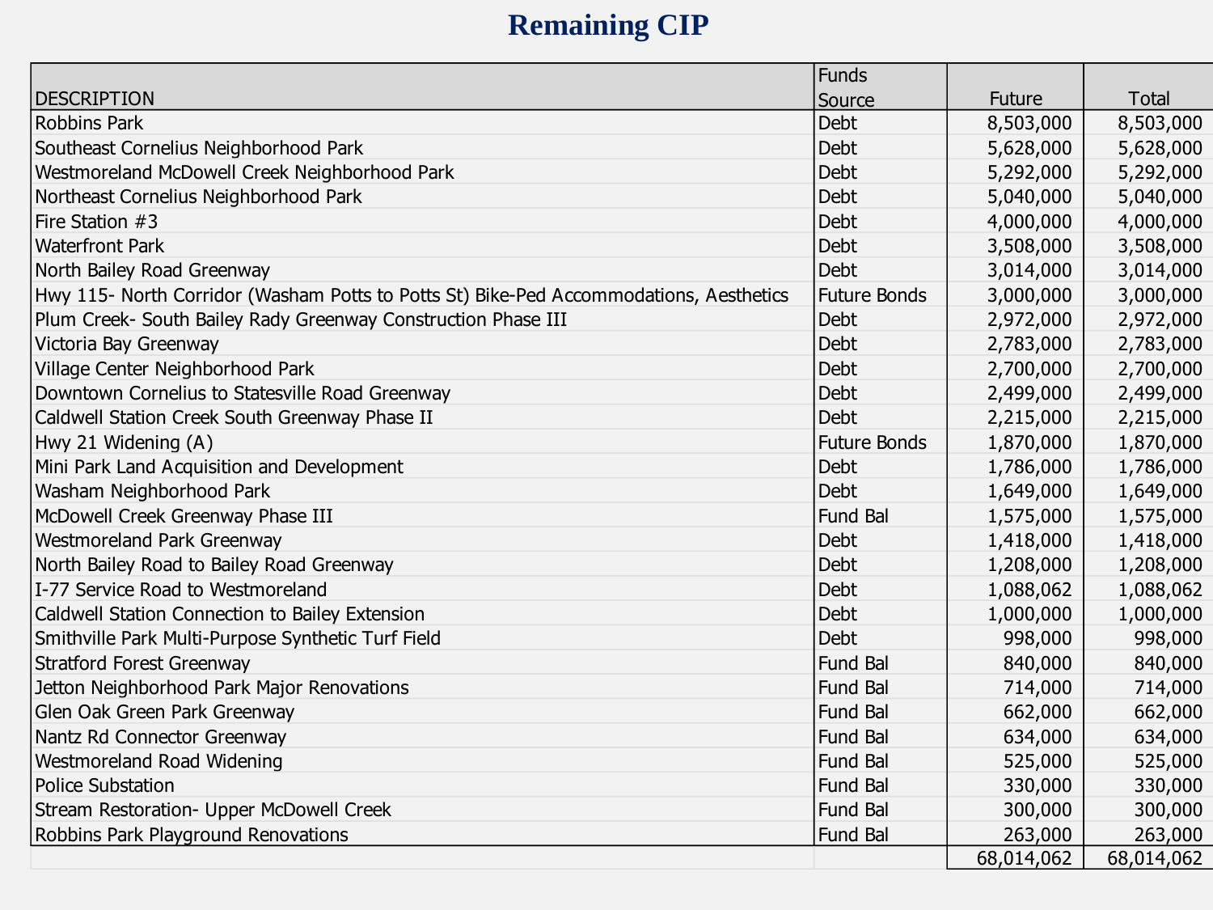# Remaining CIP

| DESCRIPTION | Funds Source | Future | Total |
|---|---|---|---|
| Robbins Park | Debt | 8,503,000 | 8,503,000 |
| Southeast Cornelius Neighborhood Park | Debt | 5,628,000 | 5,628,000 |
| Westmoreland McDowell Creek Neighborhood Park | Debt | 5,292,000 | 5,292,000 |
| Northeast Cornelius Neighborhood Park | Debt | 5,040,000 | 5,040,000 |
| Fire Station #3 | Debt | 4,000,000 | 4,000,000 |
| Waterfront Park | Debt | 3,508,000 | 3,508,000 |
| North Bailey Road Greenway | Debt | 3,014,000 | 3,014,000 |
| Hwy 115- North Corridor (Washam Potts to Potts St) Bike-Ped Accommodations, Aesthetics | Future Bonds | 3,000,000 | 3,000,000 |
| Plum Creek- South Bailey Rady Greenway Construction Phase III | Debt | 2,972,000 | 2,972,000 |
| Victoria Bay Greenway | Debt | 2,783,000 | 2,783,000 |
| Village Center Neighborhood Park | Debt | 2,700,000 | 2,700,000 |
| Downtown Cornelius to Statesville Road Greenway | Debt | 2,499,000 | 2,499,000 |
| Caldwell Station Creek South Greenway Phase II | Debt | 2,215,000 | 2,215,000 |
| Hwy 21 Widening (A) | Future Bonds | 1,870,000 | 1,870,000 |
| Mini Park Land Acquisition and Development | Debt | 1,786,000 | 1,786,000 |
| Washam Neighborhood Park | Debt | 1,649,000 | 1,649,000 |
| McDowell Creek Greenway Phase III | Fund Bal | 1,575,000 | 1,575,000 |
| Westmoreland Park Greenway | Debt | 1,418,000 | 1,418,000 |
| North Bailey Road to Bailey Road Greenway | Debt | 1,208,000 | 1,208,000 |
| I-77 Service Road to Westmoreland | Debt | 1,088,062 | 1,088,062 |
| Caldwell Station Connection to Bailey Extension | Debt | 1,000,000 | 1,000,000 |
| Smithville Park Multi-Purpose Synthetic Turf Field | Debt | 998,000 | 998,000 |
| Stratford Forest Greenway | Fund Bal | 840,000 | 840,000 |
| Jetton Neighborhood Park Major Renovations | Fund Bal | 714,000 | 714,000 |
| Glen Oak Green Park Greenway | Fund Bal | 662,000 | 662,000 |
| Nantz Rd Connector Greenway | Fund Bal | 634,000 | 634,000 |
| Westmoreland Road Widening | Fund Bal | 525,000 | 525,000 |
| Police Substation | Fund Bal | 330,000 | 330,000 |
| Stream Restoration- Upper McDowell Creek | Fund Bal | 300,000 | 300,000 |
| Robbins Park Playground Renovations | Fund Bal | 263,000 | 263,000 |
| | | 68,014,062 | 68,014,062 |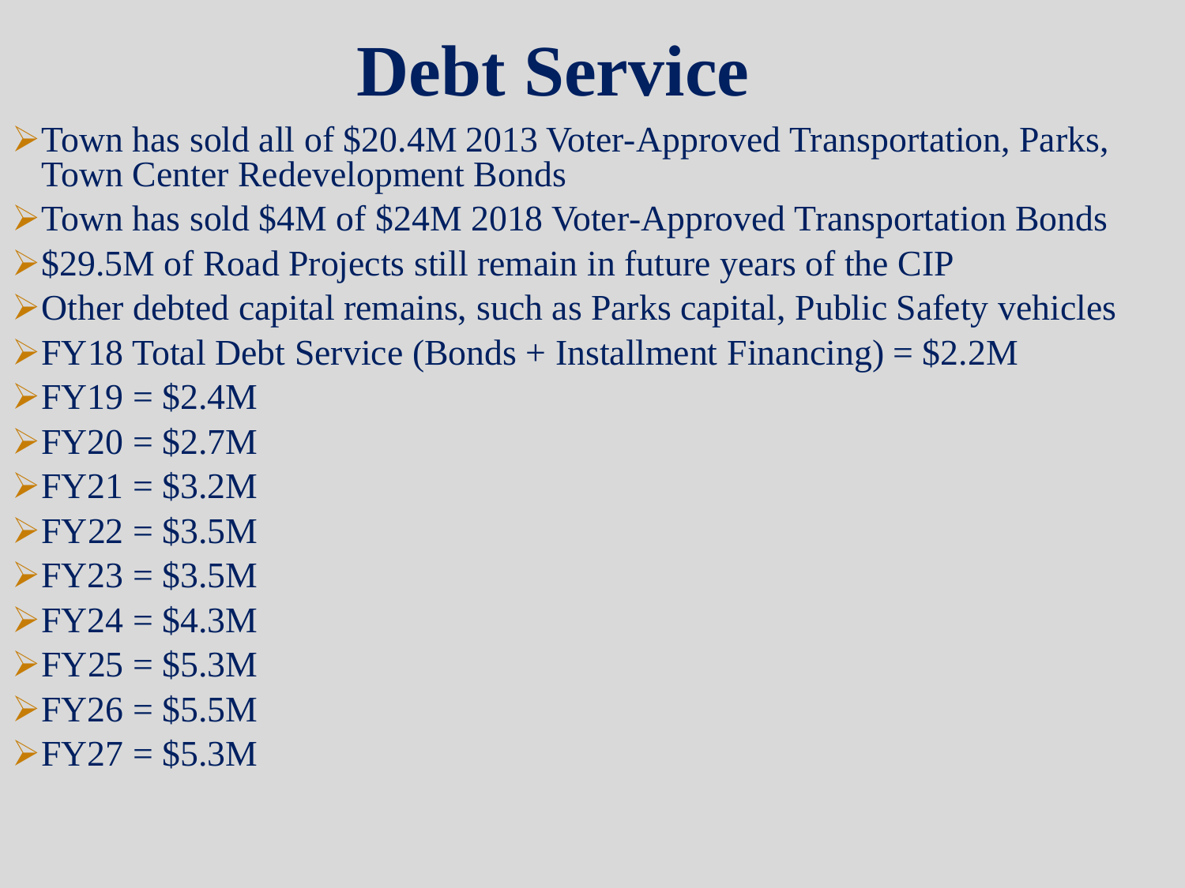# Debt Service

- Town has sold all of $20.4M 2013 Voter-Approved Transportation, Parks, Town Center Redevelopment Bonds
- Town has sold $4M of $24M 2018 Voter-Approved Transportation Bonds
- $29.5M of Road Projects still remain in future years of the CIP
- Other debted capital remains, such as Parks capital, Public Safety vehicles
- FY18 Total Debt Service (Bonds + Installment Financing) = $2.2M
- FY19 = $2.4M
- FY20 = $2.7M
- FY21 = $3.2M
- FY22 = $3.5M
- FY23 = $3.5M
- FY24 = $4.3M
- FY25 = $5.3M
- FY26 = $5.5M
- FY27 = $5.3M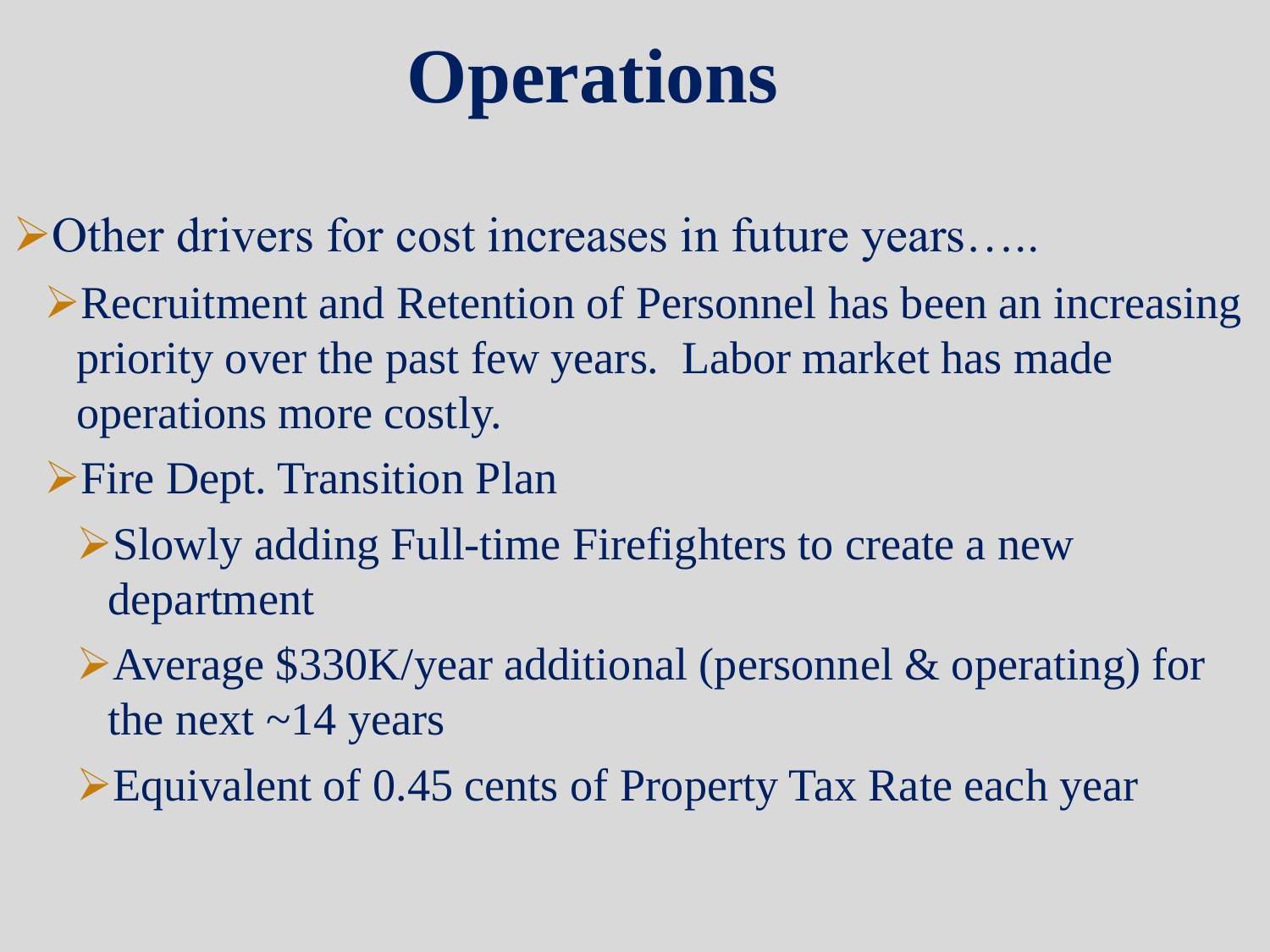# Operations

- Other drivers for cost increases in future years…..
  - Recruitment and Retention of Personnel has been an increasing priority over the past few years.  Labor market has made operations more costly.
  - Fire Dept. Transition Plan
    - Slowly adding Full-time Firefighters to create a new department
    - Average $330K/year additional (personnel & operating) for the next ~14 years
    - Equivalent of 0.45 cents of Property Tax Rate each year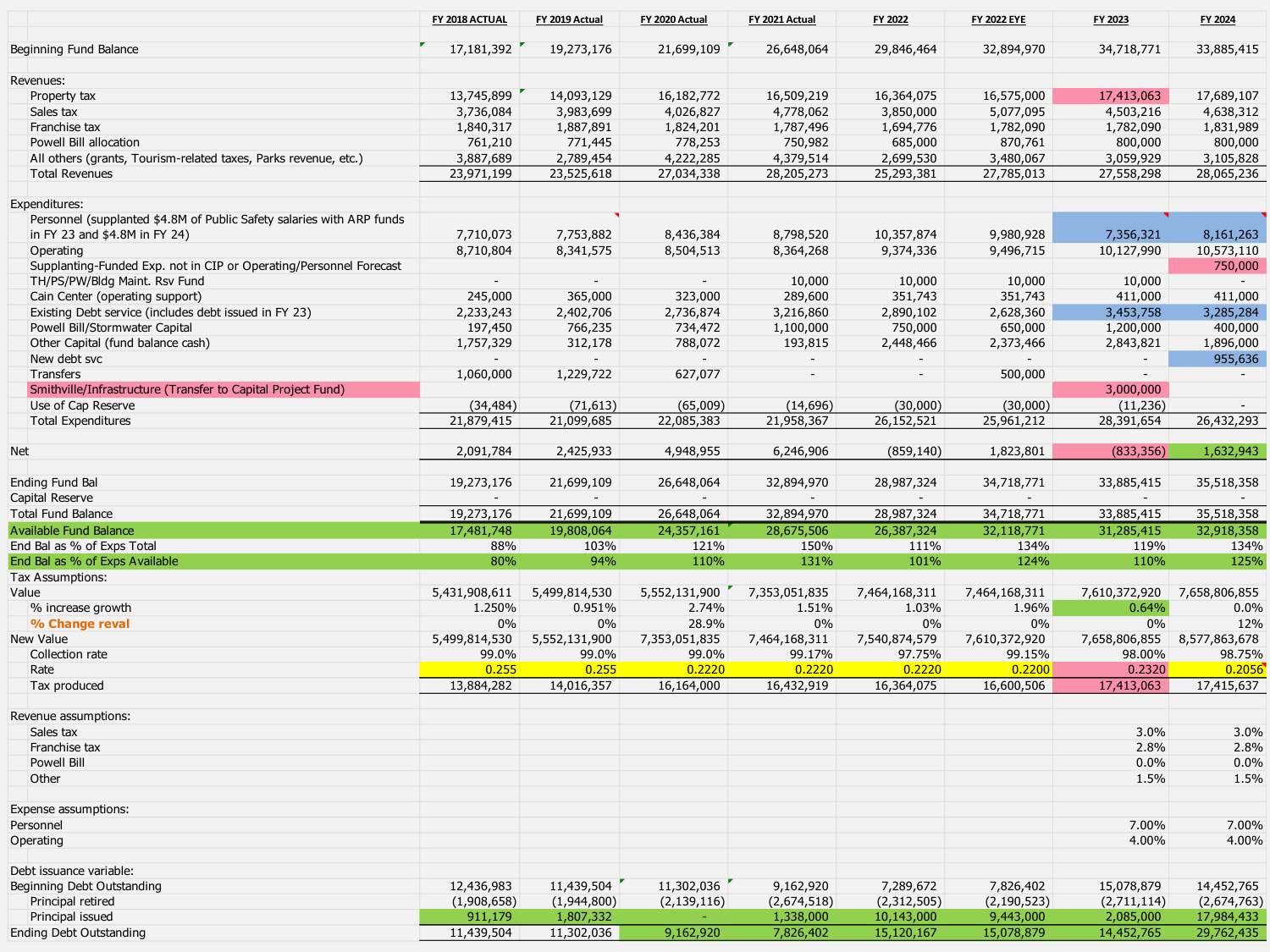| | FY 2018 ACTUAL | FY 2019 Actual | FY 2020 Actual | FY 2021 Actual | FY 2022 | FY 2022 EYE | FY 2023 | FY 2024 |
|---|---|---|---|---|---|---|---|---|
| Beginning Fund Balance | 17,181,392 | 19,273,176 | 21,699,109 | 26,648,064 | 29,846,464 | 32,894,970 | 34,718,771 | 33,885,415 |
| Revenues: | | | | | | | | |
| Property tax | 13,745,899 | 14,093,129 | 16,182,772 | 16,509,219 | 16,364,075 | 16,575,000 | 17,413,063 | 17,689,107 |
| Sales tax | 3,736,084 | 3,983,699 | 4,026,827 | 4,778,062 | 3,850,000 | 5,077,095 | 4,503,216 | 4,638,312 |
| Franchise tax | 1,840,317 | 1,887,891 | 1,824,201 | 1,787,496 | 1,694,776 | 1,782,090 | 1,782,090 | 1,831,989 |
| Powell Bill allocation | 761,210 | 771,445 | 778,253 | 750,982 | 685,000 | 870,761 | 800,000 | 800,000 |
| All others (grants, Tourism-related taxes, Parks revenue, etc.) | 3,887,689 | 2,789,454 | 4,222,285 | 4,379,514 | 2,699,530 | 3,480,067 | 3,059,929 | 3,105,828 |
| Total Revenues | 23,971,199 | 23,525,618 | 27,034,338 | 28,205,273 | 25,293,381 | 27,785,013 | 27,558,298 | 28,065,236 |
| Expenditures: | | | | | | | | |
| Personnel (supplanted $4.8M of Public Safety salaries with ARP funds in FY 23 and $4.8M in FY 24) | 7,710,073 | 7,753,882 | 8,436,384 | 8,798,520 | 10,357,874 | 9,980,928 | 7,356,321 | 8,161,263 |
| Operating | 8,710,804 | 8,341,575 | 8,504,513 | 8,364,268 | 9,374,336 | 9,496,715 | 10,127,990 | 10,573,110 |
| Supplanting-Funded Exp. not in CIP or Operating/Personnel Forecast | | | | | | | | 750,000 |
| TH/PS/PW/Bldg Maint. Rsv Fund | - | - | - | 10,000 | 10,000 | 10,000 | 10,000 | - |
| Cain Center (operating support) | 245,000 | 365,000 | 323,000 | 289,600 | 351,743 | 351,743 | 411,000 | 411,000 |
| Existing Debt service (includes debt issued in FY 23) | 2,233,243 | 2,402,706 | 2,736,874 | 3,216,860 | 2,890,102 | 2,628,360 | 3,453,758 | 3,285,284 |
| Powell Bill/Stormwater Capital | 197,450 | 766,235 | 734,472 | 1,100,000 | 750,000 | 650,000 | 1,200,000 | 400,000 |
| Other Capital (fund balance cash) | 1,757,329 | 312,178 | 788,072 | 193,815 | 2,448,466 | 2,373,466 | 2,843,821 | 1,896,000 |
| New debt svc | - | - | - | - | - | - | - | 955,636 |
| Transfers | 1,060,000 | 1,229,722 | 627,077 | - | - | 500,000 | - | - |
| Smithville/Infrastructure (Transfer to Capital Project Fund) | | | | | | | 3,000,000 | |
| Use of Cap Reserve | (34,484) | (71,613) | (65,009) | (14,696) | (30,000) | (30,000) | (11,236) | - |
| Total Expenditures | 21,879,415 | 21,099,685 | 22,085,383 | 21,958,367 | 26,152,521 | 25,961,212 | 28,391,654 | 26,432,293 |
| Net | 2,091,784 | 2,425,933 | 4,948,955 | 6,246,906 | (859,140) | 1,823,801 | (833,356) | 1,632,943 |
| Ending Fund Bal | 19,273,176 | 21,699,109 | 26,648,064 | 32,894,970 | 28,987,324 | 34,718,771 | 33,885,415 | 35,518,358 |
| Capital Reserve | - | - | - | - | - | - | - | - |
| Total Fund Balance | 19,273,176 | 21,699,109 | 26,648,064 | 32,894,970 | 28,987,324 | 34,718,771 | 33,885,415 | 35,518,358 |
| Available Fund Balance | 17,481,748 | 19,808,064 | 24,357,161 | 28,675,506 | 26,387,324 | 32,118,771 | 31,285,415 | 32,918,358 |
| End Bal as % of Exps Total | 88% | 103% | 121% | 150% | 111% | 134% | 119% | 134% |
| End Bal as % of Exps Available | 80% | 94% | 110% | 131% | 101% | 124% | 110% | 125% |
| Tax Assumptions: | | | | | | | | |
| Value | 5,431,908,611 | 5,499,814,530 | 5,552,131,900 | 7,353,051,835 | 7,464,168,311 | 7,464,168,311 | 7,610,372,920 | 7,658,806,855 |
| % increase growth | 1.250% | 0.951% | 2.74% | 1.51% | 1.03% | 1.96% | 0.64% | 0.0% |
| **% Change reval** | 0% | 0% | 28.9% | 0% | 0% | 0% | 0% | 12% |
| New Value | 5,499,814,530 | 5,552,131,900 | 7,353,051,835 | 7,464,168,311 | 7,540,874,579 | 7,610,372,920 | 7,658,806,855 | 8,577,863,678 |
| Collection rate | 99.0% | 99.0% | 99.0% | 99.17% | 97.75% | 99.15% | 98.00% | 98.75% |
| Rate | 0.255 | 0.255 | 0.2220 | 0.2220 | 0.2220 | 0.2200 | 0.2320 | 0.2056 |
| Tax produced | 13,884,282 | 14,016,357 | 16,164,000 | 16,432,919 | 16,364,075 | 16,600,506 | 17,413,063 | 17,415,637 |
| Revenue assumptions: | | | | | | | | |
| Sales tax | | | | | | | 3.0% | 3.0% |
| Franchise tax | | | | | | | 2.8% | 2.8% |
| Powell Bill | | | | | | | 0.0% | 0.0% |
| Other | | | | | | | 1.5% | 1.5% |
| Expense assumptions: | | | | | | | | |
| Personnel | | | | | | | 7.00% | 7.00% |
| Operating | | | | | | | 4.00% | 4.00% |
| Debt issuance variable: | | | | | | | | |
| Beginning Debt Outstanding | 12,436,983 | 11,439,504 | 11,302,036 | 9,162,920 | 7,289,672 | 7,826,402 | 15,078,879 | 14,452,765 |
| Principal retired | (1,908,658) | (1,944,800) | (2,139,116) | (2,674,518) | (2,312,505) | (2,190,523) | (2,711,114) | (2,674,763) |
| Principal issued | 911,179 | 1,807,332 | - | 1,338,000 | 10,143,000 | 9,443,000 | 2,085,000 | 17,984,433 |
| Ending Debt Outstanding | 11,439,504 | 11,302,036 | 9,162,920 | 7,826,402 | 15,120,167 | 15,078,879 | 14,452,765 | 29,762,435 |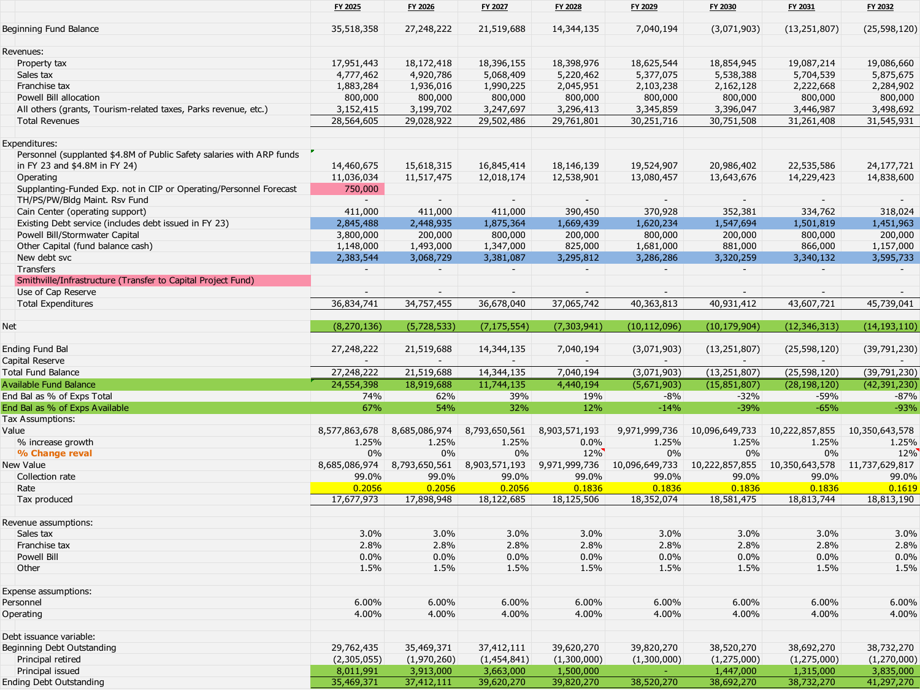| | FY 2025 | FY 2026 | FY 2027 | FY 2028 | FY 2029 | FY 2030 | FY 2031 | FY 2032 |
|---|---|---|---|---|---|---|---|---|
| Beginning Fund Balance | 35,518,358 | 27,248,222 | 21,519,688 | 14,344,135 | 7,040,194 | (3,071,903) | (13,251,807) | (25,598,120) |
| | | | | | | | | |
| Revenues: | | | | | | | | |
| Property tax | 17,951,443 | 18,172,418 | 18,396,155 | 18,398,976 | 18,625,544 | 18,854,945 | 19,087,214 | 19,086,660 |
| Sales tax | 4,777,462 | 4,920,786 | 5,068,409 | 5,220,462 | 5,377,075 | 5,538,388 | 5,704,539 | 5,875,675 |
| Franchise tax | 1,883,284 | 1,936,016 | 1,990,225 | 2,045,951 | 2,103,238 | 2,162,128 | 2,222,668 | 2,284,902 |
| Powell Bill allocation | 800,000 | 800,000 | 800,000 | 800,000 | 800,000 | 800,000 | 800,000 | 800,000 |
| All others (grants, Tourism-related taxes, Parks revenue, etc.) | 3,152,415 | 3,199,702 | 3,247,697 | 3,296,413 | 3,345,859 | 3,396,047 | 3,446,987 | 3,498,692 |
| Total Revenues | 28,564,605 | 29,028,922 | 29,502,486 | 29,761,801 | 30,251,716 | 30,751,508 | 31,261,408 | 31,545,931 |
| | | | | | | | | |
| Expenditures: | | | | | | | | |
| Personnel (supplanted $4.8M of Public Safety salaries with ARP funds in FY 23 and $4.8M in FY 24) | 14,460,675 | 15,618,315 | 16,845,414 | 18,146,139 | 19,524,907 | 20,986,402 | 22,535,586 | 24,177,721 |
| Operating | 11,036,034 | 11,517,475 | 12,018,174 | 12,538,901 | 13,080,457 | 13,643,676 | 14,229,423 | 14,838,600 |
| Supplanting-Funded Exp. not in CIP or Operating/Personnel Forecast | 750,000 | | | | | | | |
| TH/PS/PW/Bldg Maint. Rsv Fund | - | - | - | - | - | - | - | - |
| Cain Center (operating support) | 411,000 | 411,000 | 411,000 | 390,450 | 370,928 | 352,381 | 334,762 | 318,024 |
| Existing Debt service (includes debt issued in FY 23) | 2,845,488 | 2,448,935 | 1,875,364 | 1,669,439 | 1,620,234 | 1,547,694 | 1,501,819 | 1,451,963 |
| Powell Bill/Stormwater Capital | 3,800,000 | 200,000 | 800,000 | 200,000 | 800,000 | 200,000 | 800,000 | 200,000 |
| Other Capital (fund balance cash) | 1,148,000 | 1,493,000 | 1,347,000 | 825,000 | 1,681,000 | 881,000 | 866,000 | 1,157,000 |
| New debt svc | 2,383,544 | 3,068,729 | 3,381,087 | 3,295,812 | 3,286,286 | 3,320,259 | 3,340,132 | 3,595,733 |
| Transfers | - | - | - | - | - | - | - | - |
| Smithville/Infrastructure (Transfer to Capital Project Fund) | | | | | | | | |
| Use of Cap Reserve | - | - | - | - | - | - | - | - |
| Total Expenditures | 36,834,741 | 34,757,455 | 36,678,040 | 37,065,742 | 40,363,813 | 40,931,412 | 43,607,721 | 45,739,041 |
| | | | | | | | | |
| Net | (8,270,136) | (5,728,533) | (7,175,554) | (7,303,941) | (10,112,096) | (10,179,904) | (12,346,313) | (14,193,110) |
| | | | | | | | | |
| Ending Fund Bal | 27,248,222 | 21,519,688 | 14,344,135 | 7,040,194 | (3,071,903) | (13,251,807) | (25,598,120) | (39,791,230) |
| Capital Reserve | - | - | - | - | - | - | - | - |
| Total Fund Balance | 27,248,222 | 21,519,688 | 14,344,135 | 7,040,194 | (3,071,903) | (13,251,807) | (25,598,120) | (39,791,230) |
| Available Fund Balance | 24,554,398 | 18,919,688 | 11,744,135 | 4,440,194 | (5,671,903) | (15,851,807) | (28,198,120) | (42,391,230) |
| End Bal as % of Exps Total | 74% | 62% | 39% | 19% | -8% | -32% | -59% | -87% |
| End Bal as % of Exps Available | 67% | 54% | 32% | 12% | -14% | -39% | -65% | -93% |
| Tax Assumptions: | | | | | | | | |
| Value | 8,577,863,678 | 8,685,086,974 | 8,793,650,561 | 8,903,571,193 | 9,971,999,736 | 10,096,649,733 | 10,222,857,855 | 10,350,643,578 |
| % increase growth | 1.25% | 1.25% | 1.25% | 0.0% | 1.25% | 1.25% | 1.25% | 1.25% |
| % Change reval | 0% | 0% | 0% | 12% | 0% | 0% | 0% | 12% |
| New Value | 8,685,086,974 | 8,793,650,561 | 8,903,571,193 | 9,971,999,736 | 10,096,649,733 | 10,222,857,855 | 10,350,643,578 | 11,737,629,817 |
| Collection rate | 99.0% | 99.0% | 99.0% | 99.0% | 99.0% | 99.0% | 99.0% | 99.0% |
| Rate | 0.2056 | 0.2056 | 0.2056 | 0.1836 | 0.1836 | 0.1836 | 0.1836 | 0.1619 |
| Tax produced | 17,677,973 | 17,898,948 | 18,122,685 | 18,125,506 | 18,352,074 | 18,581,475 | 18,813,744 | 18,813,190 |
| | | | | | | | | |
| Revenue assumptions: | | | | | | | | |
| Sales tax | 3.0% | 3.0% | 3.0% | 3.0% | 3.0% | 3.0% | 3.0% | 3.0% |
| Franchise tax | 2.8% | 2.8% | 2.8% | 2.8% | 2.8% | 2.8% | 2.8% | 2.8% |
| Powell Bill | 0.0% | 0.0% | 0.0% | 0.0% | 0.0% | 0.0% | 0.0% | 0.0% |
| Other | 1.5% | 1.5% | 1.5% | 1.5% | 1.5% | 1.5% | 1.5% | 1.5% |
| | | | | | | | | |
| Expense assumptions: | | | | | | | | |
| Personnel | 6.00% | 6.00% | 6.00% | 6.00% | 6.00% | 6.00% | 6.00% | 6.00% |
| Operating | 4.00% | 4.00% | 4.00% | 4.00% | 4.00% | 4.00% | 4.00% | 4.00% |
| | | | | | | | | |
| Debt issuance variable: | | | | | | | | |
| Beginning Debt Outstanding | 29,762,435 | 35,469,371 | 37,412,111 | 39,620,270 | 39,820,270 | 38,520,270 | 38,692,270 | 38,732,270 |
| Principal retired | (2,305,055) | (1,970,260) | (1,454,841) | (1,300,000) | (1,300,000) | (1,275,000) | (1,275,000) | (1,270,000) |
| Principal issued | 8,011,991 | 3,913,000 | 3,663,000 | 1,500,000 | - | 1,447,000 | 1,315,000 | 3,835,000 |
| Ending Debt Outstanding | 35,469,371 | 37,412,111 | 39,620,270 | 39,820,270 | 38,520,270 | 38,692,270 | 38,732,270 | 41,297,270 |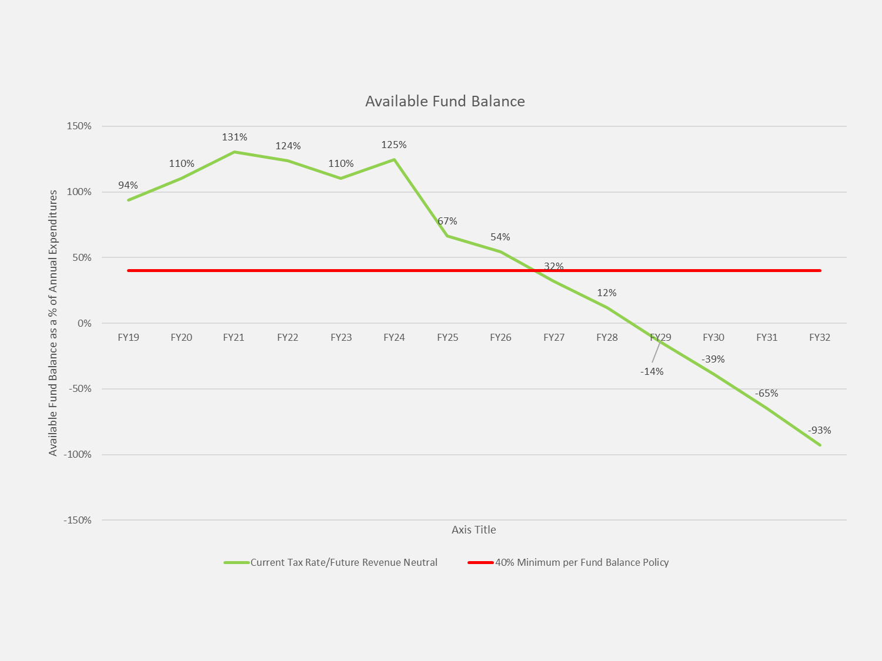# Available Fund Balance

| | FY19 | FY20 | FY21 | FY22 | FY23 | FY24 | FY25 | FY26 | FY27 | FY28 | FY29 | FY30 | FY31 | FY32 |
|---|---|---|---|---|---|---|---|---|---|---|---|---|---|---|
| Current Tax Rate/Future Revenue Neutral | 94% | 110% | 131% | 124% | 110% | 125% | 67% | 54% | 32% | 12% | -14% | -39% | -65% | -93% |
| 40% Minimum per Fund Balance Policy | 40% | 40% | 40% | 40% | 40% | 40% | 40% | 40% | 40% | 40% | 40% | 40% | 40% | 40% |

Y-axis: Available Fund Balance as a % of Annual Expenditures

X-axis: Axis Title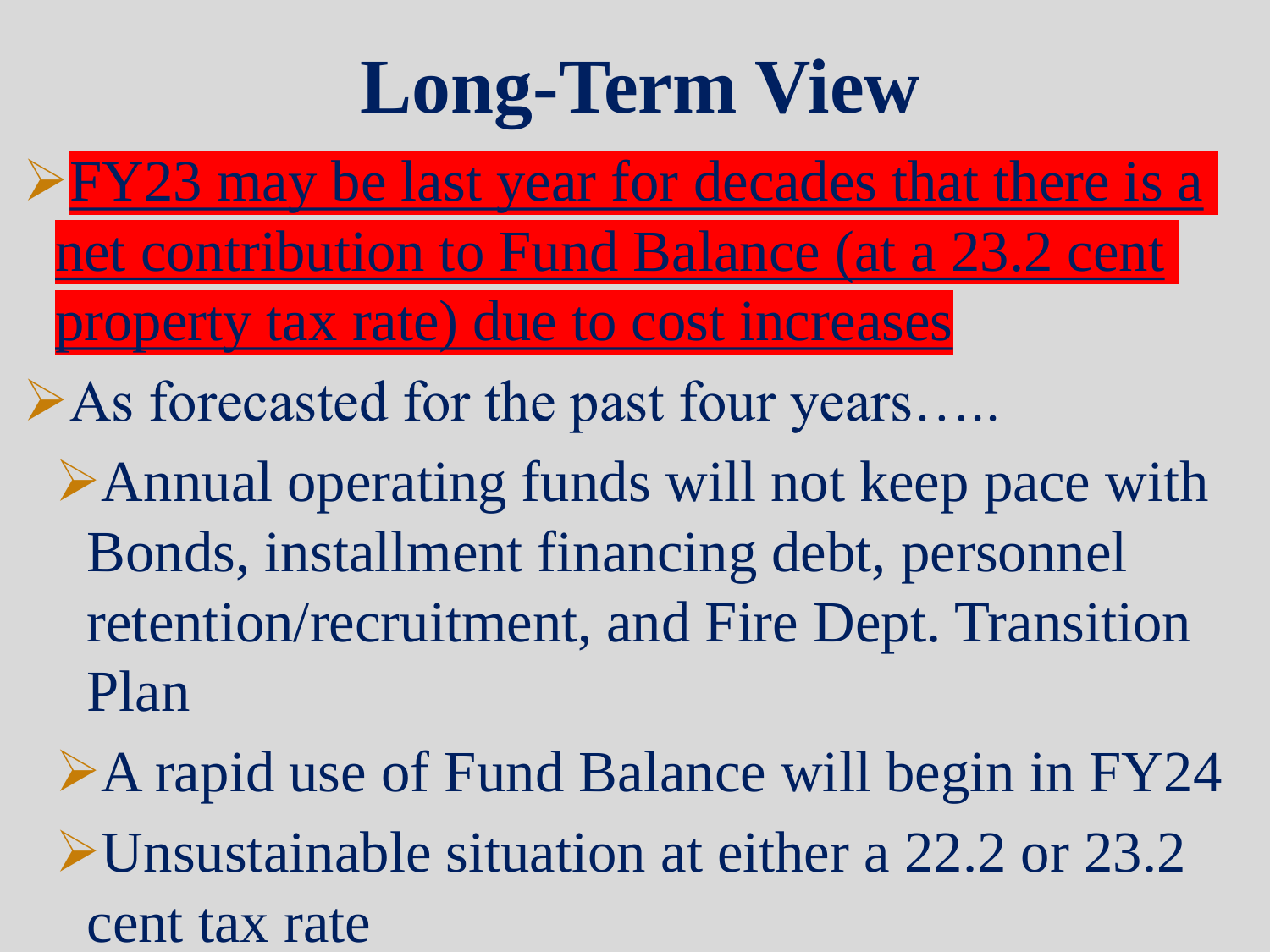# Long-Term View

- FY23 may be last year for decades that there is a net contribution to Fund Balance (at a 23.2 cent property tax rate) due to cost increases
- As forecasted for the past four years…..
  - Annual operating funds will not keep pace with Bonds, installment financing debt, personnel retention/recruitment, and Fire Dept. Transition Plan
  - A rapid use of Fund Balance will begin in FY24
  - Unsustainable situation at either a 22.2 or 23.2 cent tax rate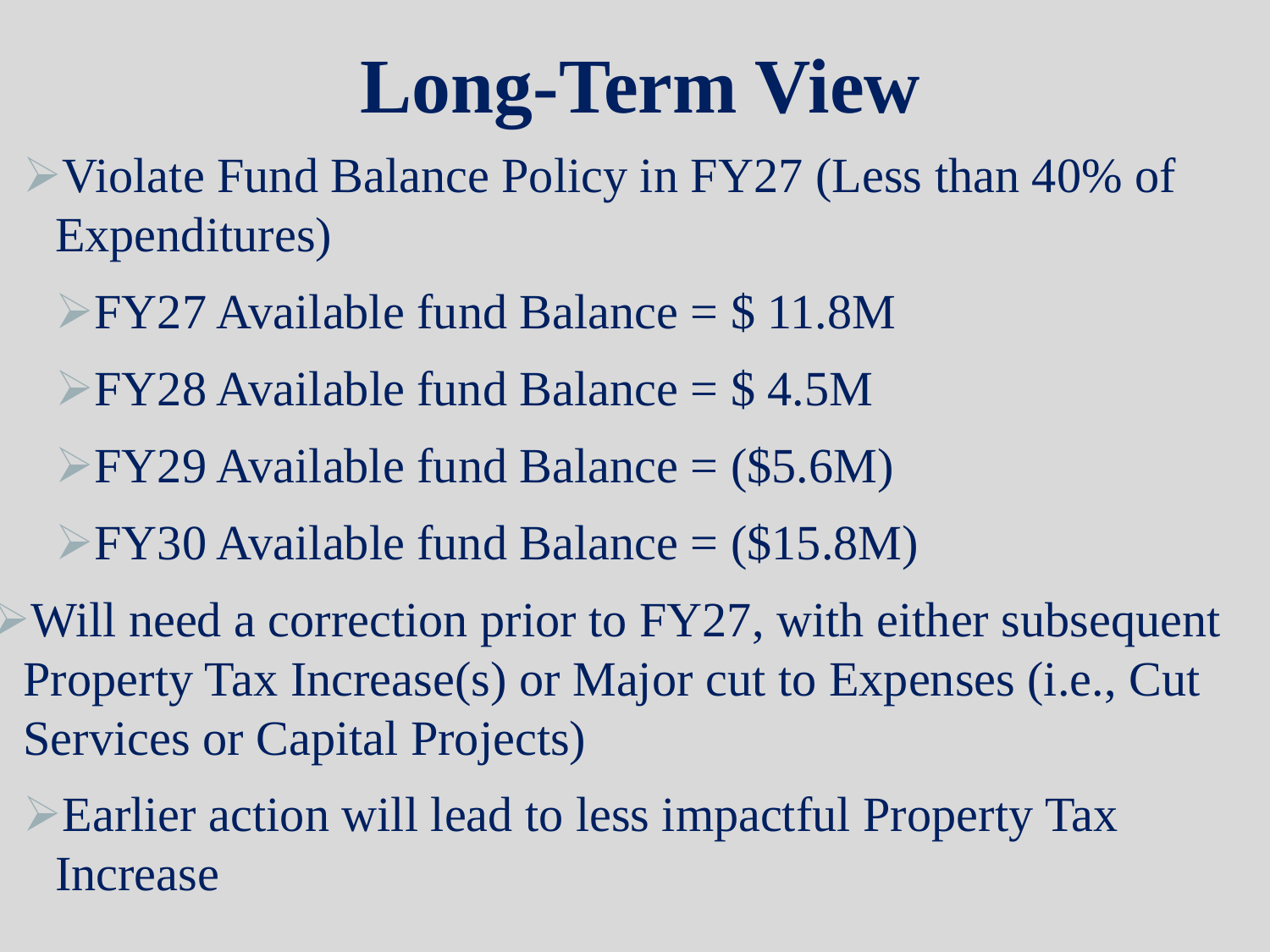# Long-Term View

- Violate Fund Balance Policy in FY27 (Less than 40% of Expenditures)
  - FY27 Available fund Balance = $ 11.8M
  - FY28 Available fund Balance = $ 4.5M
  - FY29 Available fund Balance = ($5.6M)
  - FY30 Available fund Balance = ($15.8M)
- Will need a correction prior to FY27, with either subsequent Property Tax Increase(s) or Major cut to Expenses (i.e., Cut Services or Capital Projects)
  - Earlier action will lead to less impactful Property Tax Increase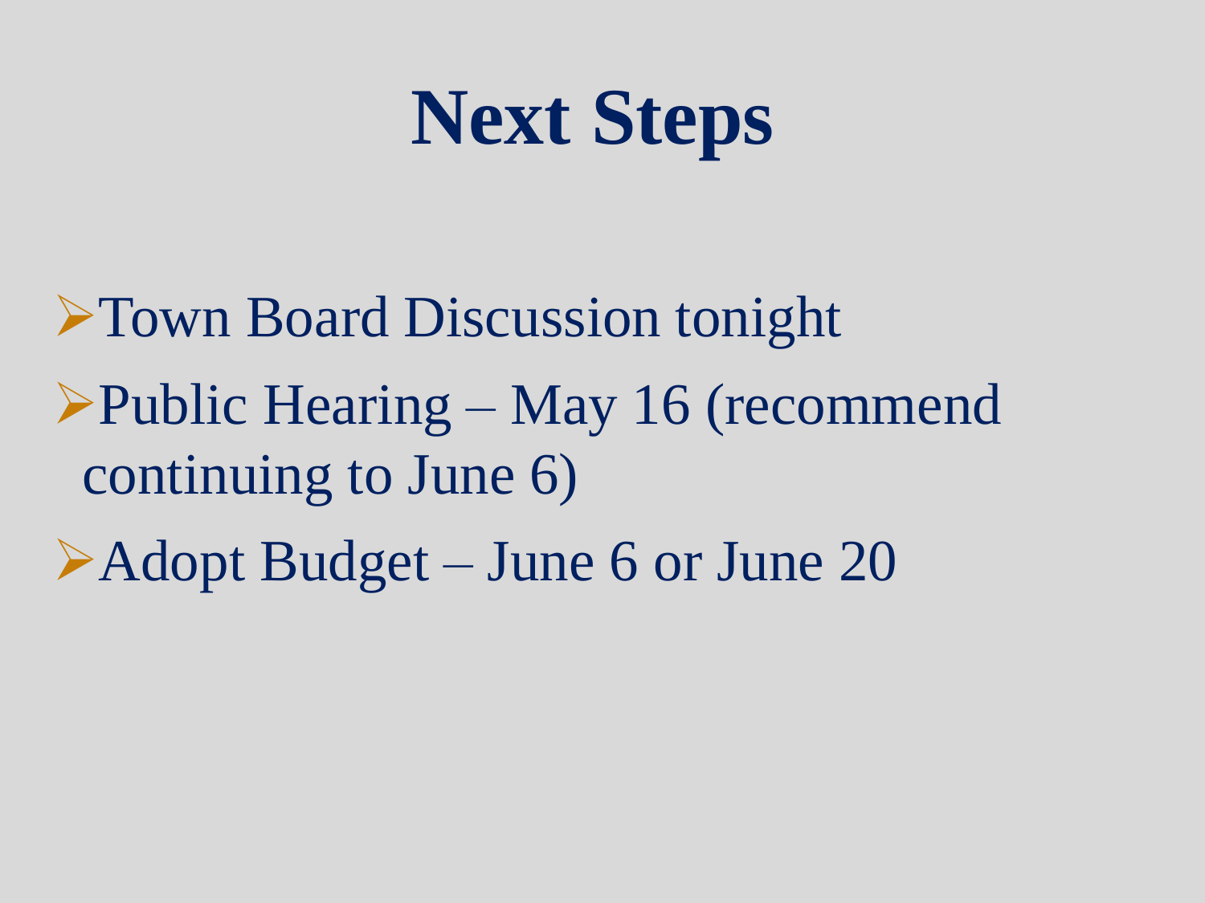# Next Steps

- Town Board Discussion tonight
- Public Hearing – May 16 (recommend continuing to June 6)
- Adopt Budget – June 6 or June 20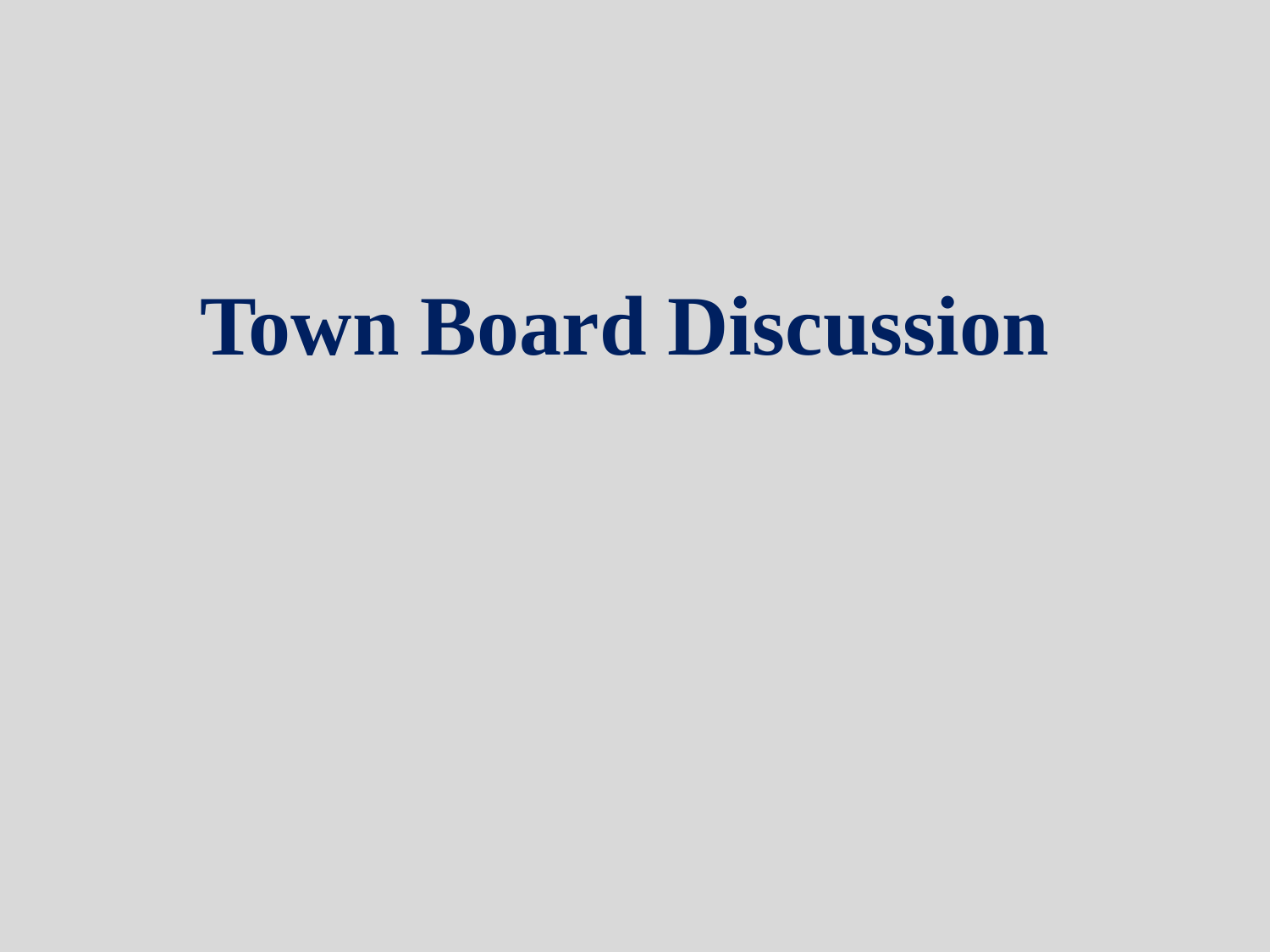# Town Board Discussion